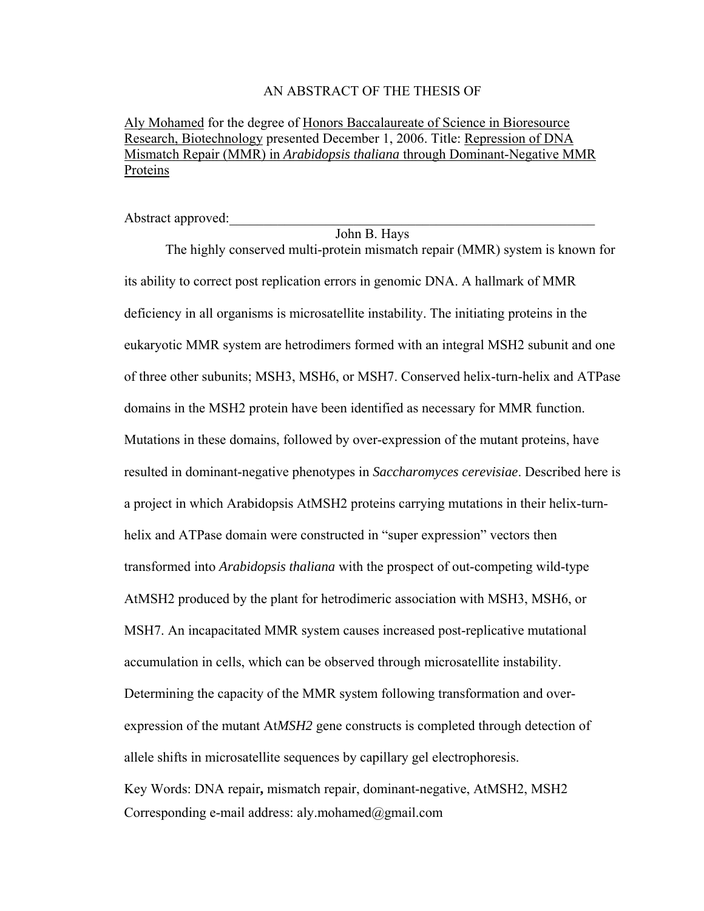AN ABSTRACT OF THE THESIS OF

Aly Mohamed for the degree of Honors Baccalaureate of Science in Bioresource Research, Biotechnology presented December 1, 2006. Title: Repression of DNA Mismatch Repair (MMR) in *Arabidopsis thaliana* through Dominant-Negative MMR Proteins

Abstract approved:\_\_\_\_\_\_\_\_\_\_\_\_\_\_\_\_\_\_\_\_\_\_\_\_\_\_\_\_\_\_\_\_\_\_\_\_\_\_\_\_\_\_\_\_\_\_\_\_\_\_\_\_

John B. Hays

The highly conserved multi-protein mismatch repair (MMR) system is known for its ability to correct post replication errors in genomic DNA. A hallmark of MMR deficiency in all organisms is microsatellite instability. The initiating proteins in the eukaryotic MMR system are hetrodimers formed with an integral MSH2 subunit and one of three other subunits; MSH3, MSH6, or MSH7. Conserved helix-turn-helix and ATPase domains in the MSH2 protein have been identified as necessary for MMR function. Mutations in these domains, followed by over-expression of the mutant proteins, have resulted in dominant-negative phenotypes in *Saccharomyces cerevisiae*. Described here is a project in which Arabidopsis AtMSH2 proteins carrying mutations in their helix-turn-helix and ATPase domain were constructed in "super expression" vectors then transformed into *Arabidopsis thaliana* with the prospect of out-competing wild-type AtMSH2 produced by the plant for hetrodimeric association with MSH3, MSH6, or MSH7. An incapacitated MMR system causes increased post-replicative mutational accumulation in cells, which can be observed through microsatellite instability. Determining the capacity of the MMR system following transformation and over-expression of the mutant At*MSH2* gene constructs is completed through detection of allele shifts in microsatellite sequences by capillary gel electrophoresis.

Key Words: DNA repair**,** mismatch repair, dominant-negative, AtMSH2, MSH2

Corresponding e-mail address: aly.mohamed@gmail.com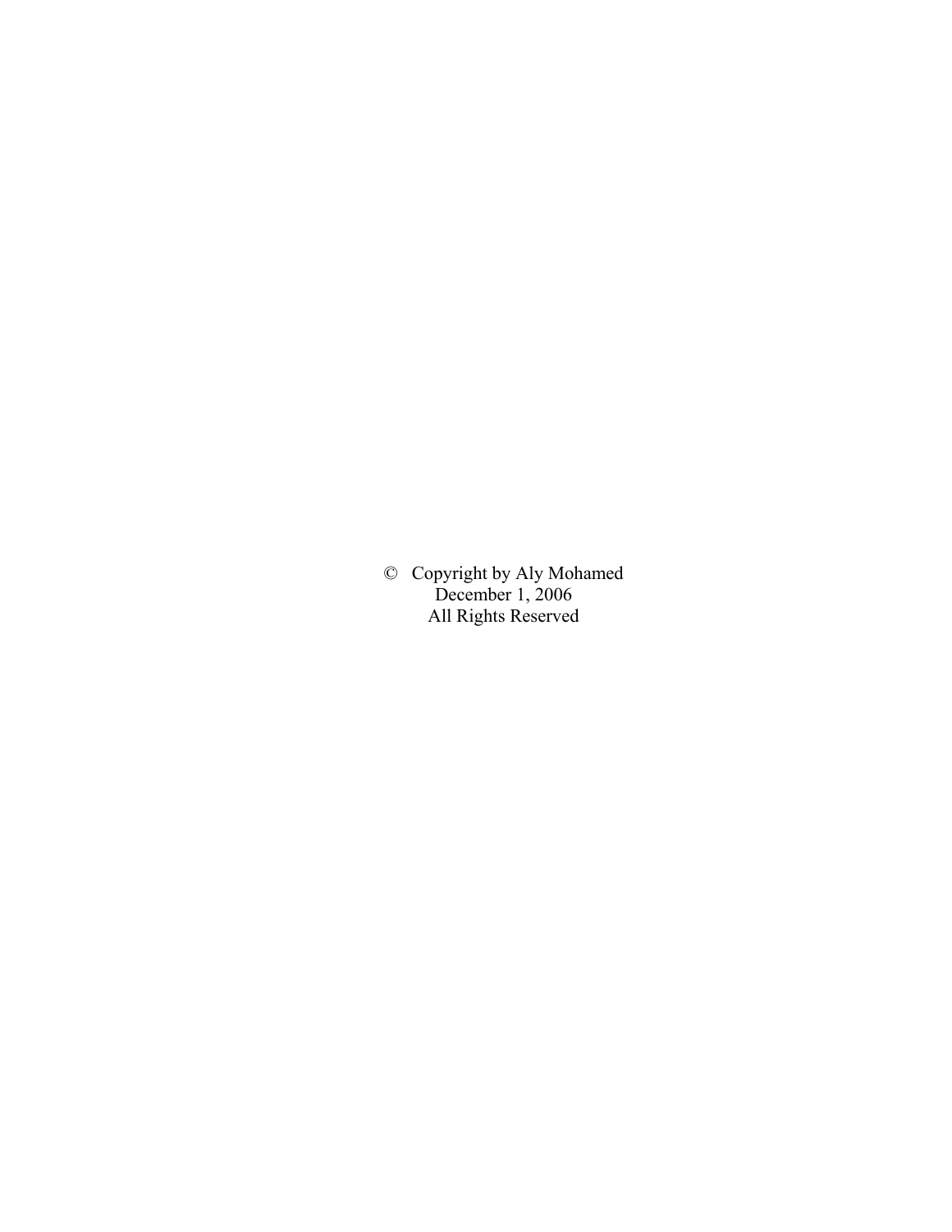© Copyright by Aly Mohamed
December 1, 2006
All Rights Reserved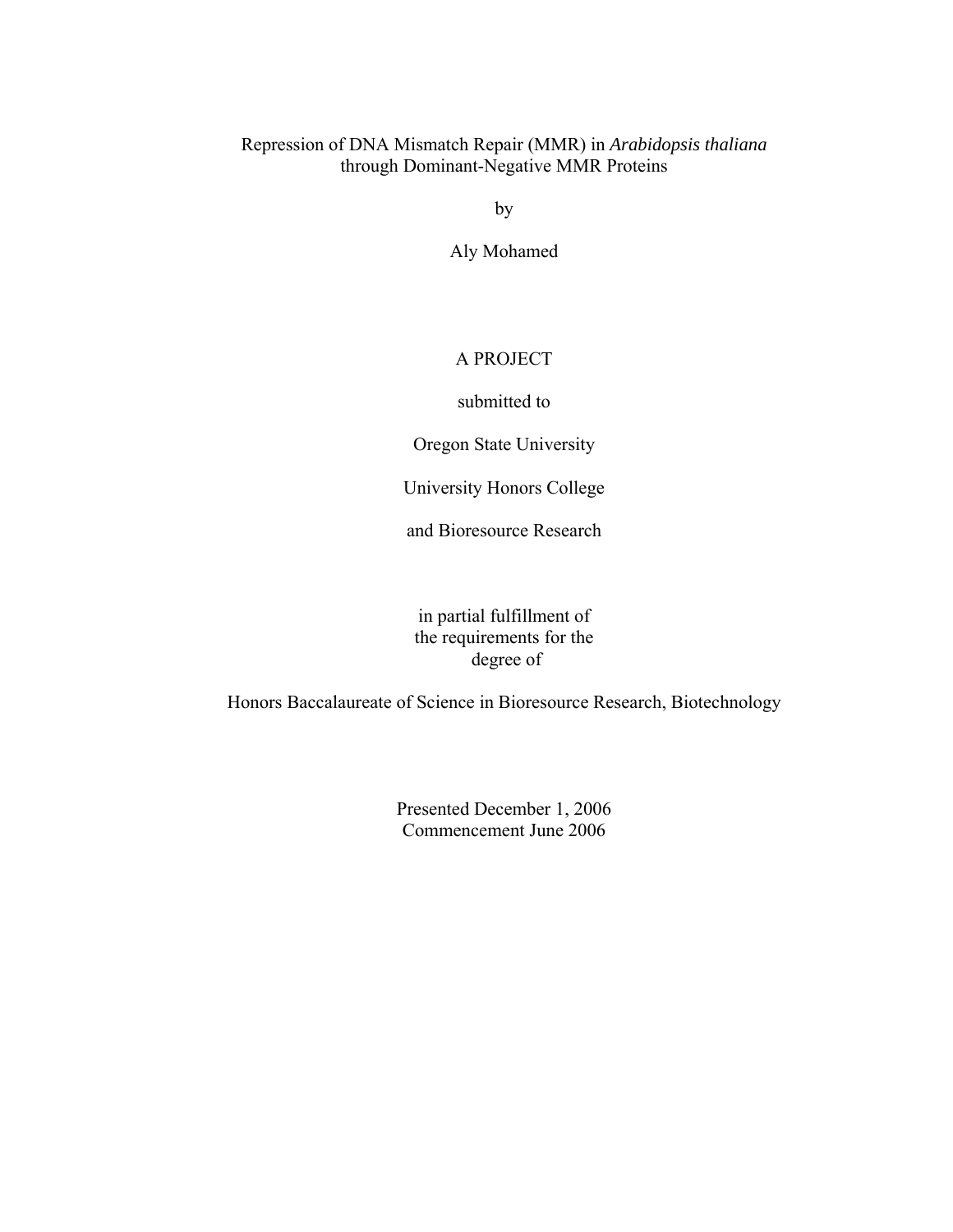Repression of DNA Mismatch Repair (MMR) in *Arabidopsis thaliana* through Dominant-Negative MMR Proteins

by

Aly Mohamed

A PROJECT

submitted to

Oregon State University

University Honors College

and Bioresource Research

in partial fulfillment of the requirements for the degree of

Honors Baccalaureate of Science in Bioresource Research, Biotechnology

Presented December 1, 2006
Commencement June 2006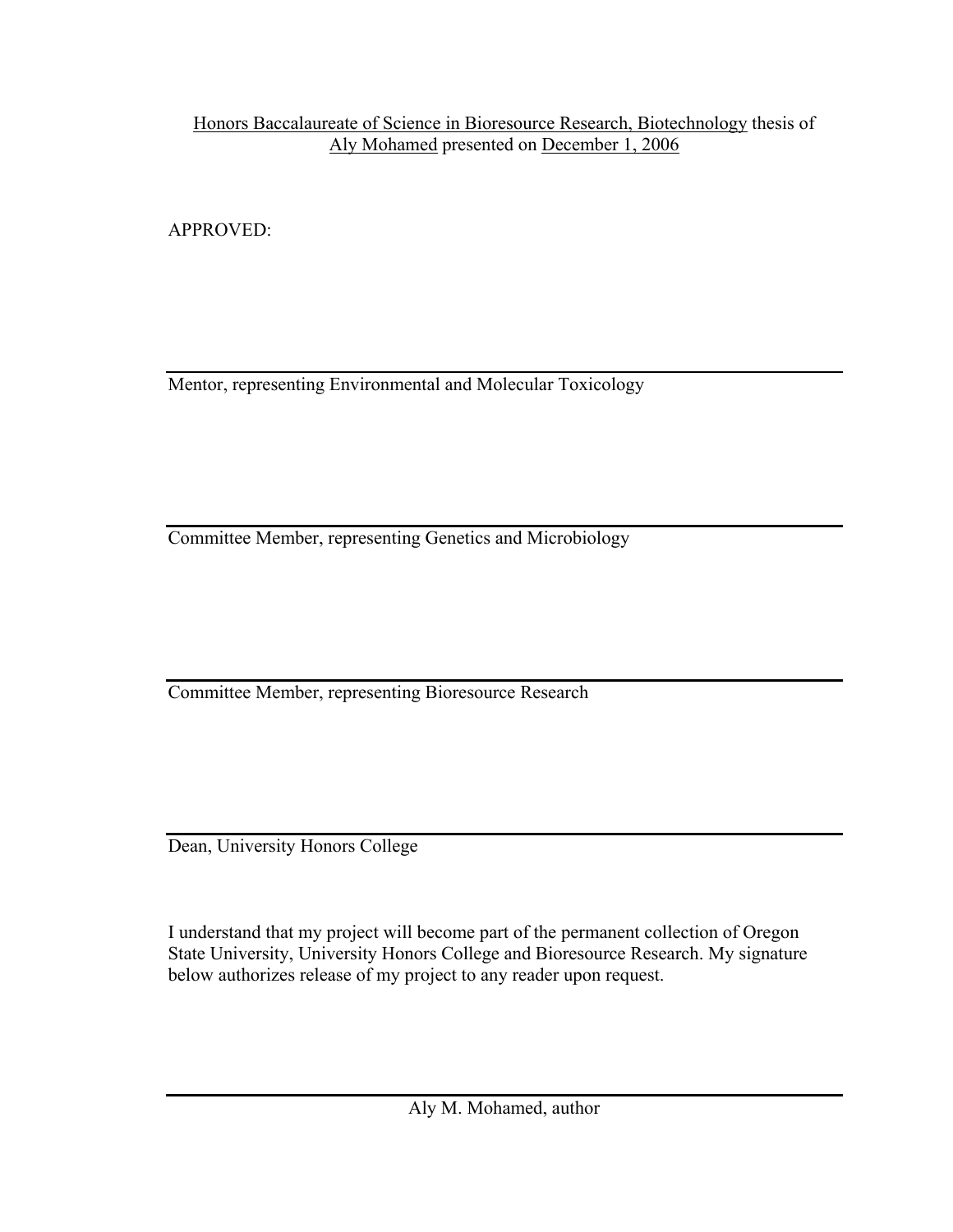Honors Baccalaureate of Science in Bioresource Research, Biotechnology thesis of Aly Mohamed presented on December 1, 2006

APPROVED:

---

Mentor, representing Environmental and Molecular Toxicology

---

Committee Member, representing Genetics and Microbiology

---

Committee Member, representing Bioresource Research

---

Dean, University Honors College

I understand that my project will become part of the permanent collection of Oregon State University, University Honors College and Bioresource Research. My signature below authorizes release of my project to any reader upon request.

---

Aly M. Mohamed, author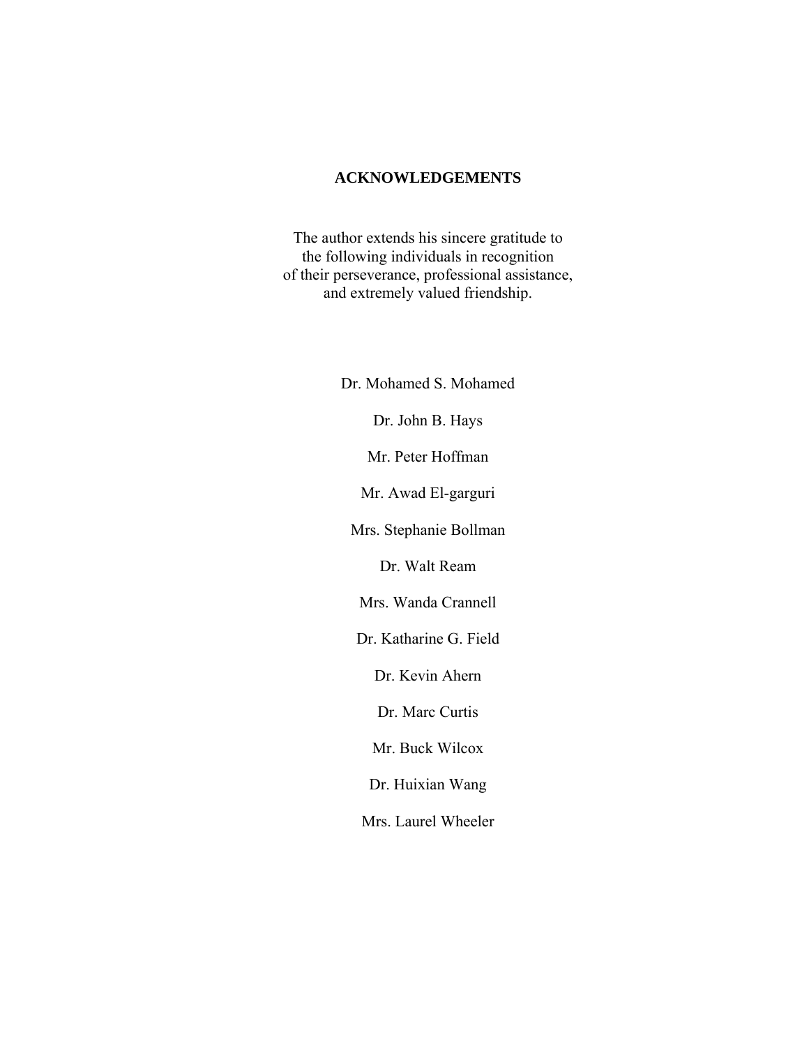## ACKNOWLEDGEMENTS

The author extends his sincere gratitude to the following individuals in recognition of their perseverance, professional assistance, and extremely valued friendship.

Dr. Mohamed S. Mohamed

Dr. John B. Hays

Mr. Peter Hoffman

Mr. Awad El-garguri

Mrs. Stephanie Bollman

Dr. Walt Ream

Mrs. Wanda Crannell

Dr. Katharine G. Field

Dr. Kevin Ahern

Dr. Marc Curtis

Mr. Buck Wilcox

Dr. Huixian Wang

Mrs. Laurel Wheeler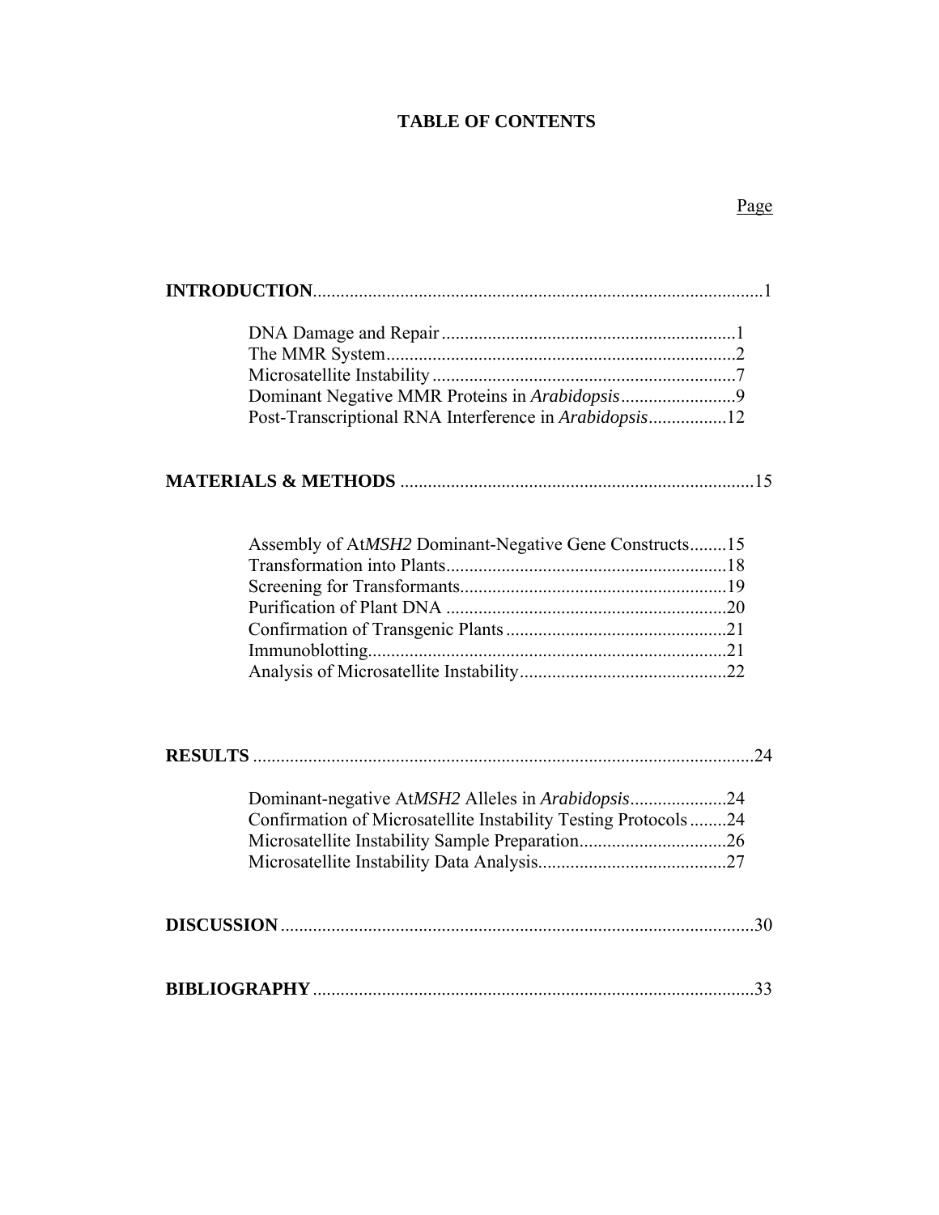# TABLE OF CONTENTS

| | Page |
|---|---|
| **INTRODUCTION** | 1 |
| DNA Damage and Repair | 1 |
| The MMR System | 2 |
| Microsatellite Instability | 7 |
| Dominant Negative MMR Proteins in *Arabidopsis* | 9 |
| Post-Transcriptional RNA Interference in *Arabidopsis* | 12 |
| **MATERIALS & METHODS** | 15 |
| Assembly of At*MSH2* Dominant-Negative Gene Constructs | 15 |
| Transformation into Plants | 18 |
| Screening for Transformants | 19 |
| Purification of Plant DNA | 20 |
| Confirmation of Transgenic Plants | 21 |
| Immunoblotting | 21 |
| Analysis of Microsatellite Instability | 22 |
| **RESULTS** | 24 |
| Dominant-negative At*MSH2* Alleles in *Arabidopsis* | 24 |
| Confirmation of Microsatellite Instability Testing Protocols | 24 |
| Microsatellite Instability Sample Preparation | 26 |
| Microsatellite Instability Data Analysis | 27 |
| **DISCUSSION** | 30 |
| **BIBLIOGRAPHY** | 33 |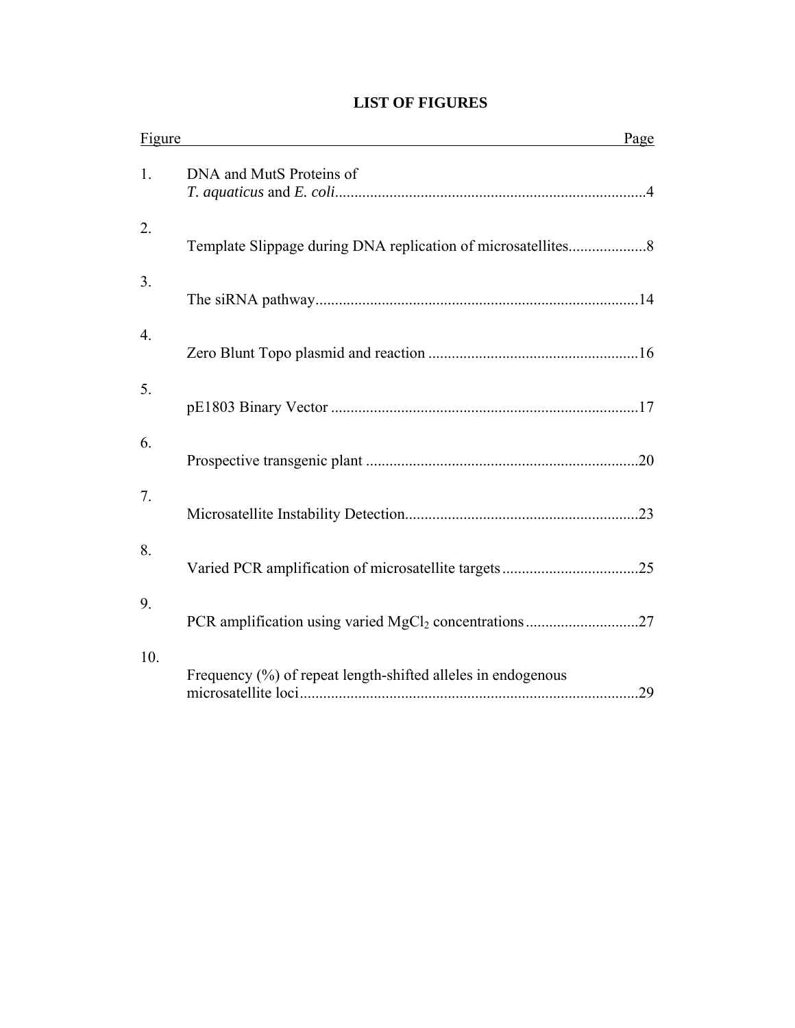# LIST OF FIGURES

| Figure | | Page |
|---|---|---|
| 1. | DNA and MutS Proteins of *T. aquaticus* and *E. coli* | 4 |
| 2. | Template Slippage during DNA replication of microsatellites | 8 |
| 3. | The siRNA pathway | 14 |
| 4. | Zero Blunt Topo plasmid and reaction | 16 |
| 5. | pE1803 Binary Vector | 17 |
| 6. | Prospective transgenic plant | 20 |
| 7. | Microsatellite Instability Detection | 23 |
| 8. | Varied PCR amplification of microsatellite targets | 25 |
| 9. | PCR amplification using varied $MgCl_2$ concentrations | 27 |
| 10. | Frequency (%) of repeat length-shifted alleles in endogenous microsatellite loci | 29 |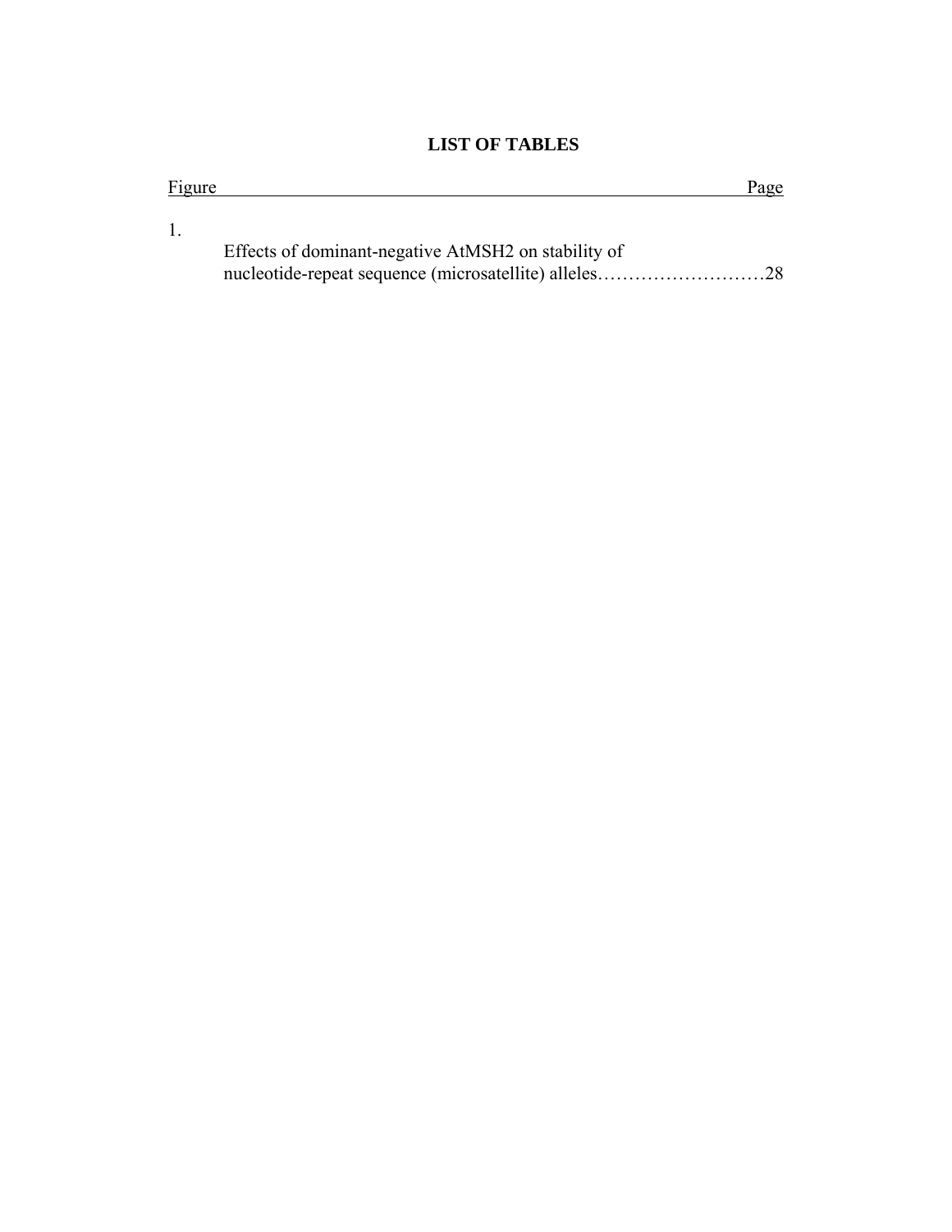# LIST OF TABLES

Figure Page

1. Effects of dominant-negative AtMSH2 on stability of nucleotide-repeat sequence (microsatellite) alleles……………………………28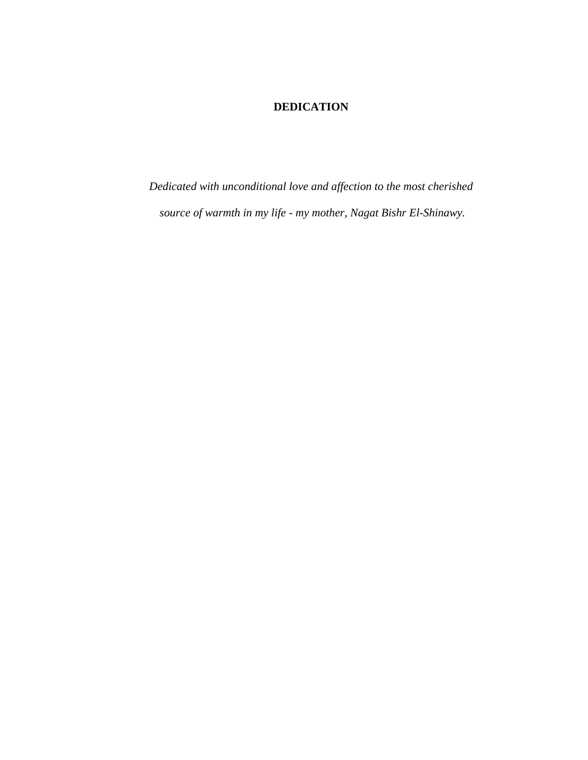# DEDICATION

*Dedicated with unconditional love and affection to the most cherished source of warmth in my life - my mother, Nagat Bishr El-Shinawy.*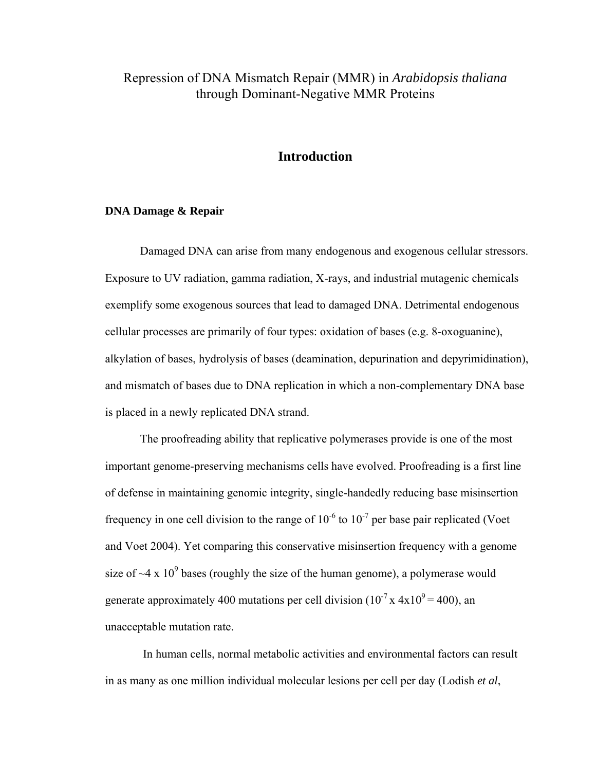Repression of DNA Mismatch Repair (MMR) in *Arabidopsis thaliana* through Dominant-Negative MMR Proteins

# Introduction

### DNA Damage & Repair

Damaged DNA can arise from many endogenous and exogenous cellular stressors. Exposure to UV radiation, gamma radiation, X-rays, and industrial mutagenic chemicals exemplify some exogenous sources that lead to damaged DNA. Detrimental endogenous cellular processes are primarily of four types: oxidation of bases (e.g. 8-oxoguanine), alkylation of bases, hydrolysis of bases (deamination, depurination and depyrimidination), and mismatch of bases due to DNA replication in which a non-complementary DNA base is placed in a newly replicated DNA strand.

The proofreading ability that replicative polymerases provide is one of the most important genome-preserving mechanisms cells have evolved. Proofreading is a first line of defense in maintaining genomic integrity, single-handedly reducing base misinsertion frequency in one cell division to the range of $10^{-6}$ to $10^{-7}$ per base pair replicated (Voet and Voet 2004). Yet comparing this conservative misinsertion frequency with a genome size of ~$4 \times 10^{9}$ bases (roughly the size of the human genome), a polymerase would generate approximately 400 mutations per cell division ($10^{-7} \times 4 \times 10^{9} = 400$), an unacceptable mutation rate.

In human cells, normal metabolic activities and environmental factors can result in as many as one million individual molecular lesions per cell per day (Lodish *et al*,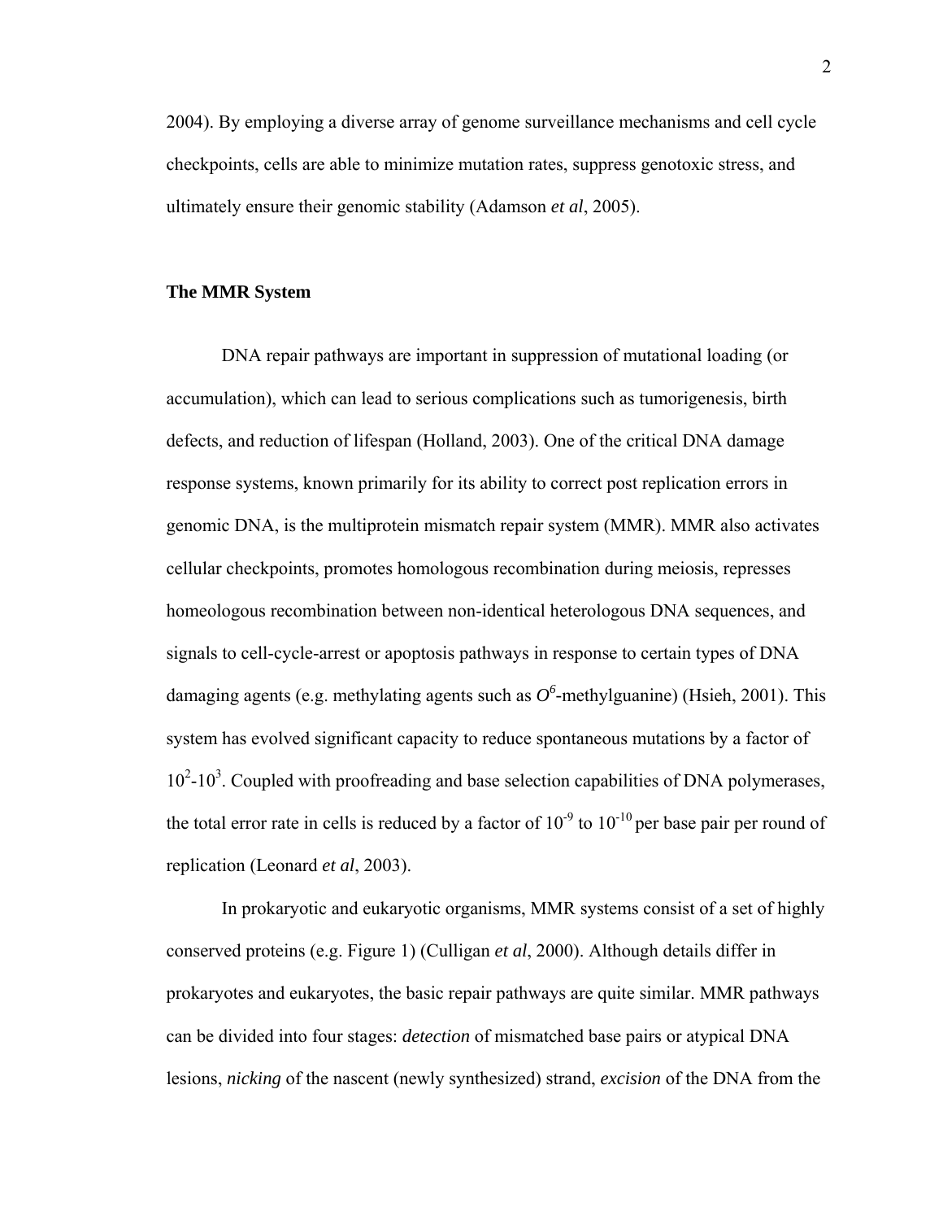2004). By employing a diverse array of genome surveillance mechanisms and cell cycle checkpoints, cells are able to minimize mutation rates, suppress genotoxic stress, and ultimately ensure their genomic stability (Adamson *et al*, 2005).

### The MMR System

DNA repair pathways are important in suppression of mutational loading (or accumulation), which can lead to serious complications such as tumorigenesis, birth defects, and reduction of lifespan (Holland, 2003). One of the critical DNA damage response systems, known primarily for its ability to correct post replication errors in genomic DNA, is the multiprotein mismatch repair system (MMR). MMR also activates cellular checkpoints, promotes homologous recombination during meiosis, represses homeologous recombination between non-identical heterologous DNA sequences, and signals to cell-cycle-arrest or apoptosis pathways in response to certain types of DNA damaging agents (e.g. methylating agents such as $O^6$-methylguanine) (Hsieh, 2001). This system has evolved significant capacity to reduce spontaneous mutations by a factor of $10^2$-$10^3$. Coupled with proofreading and base selection capabilities of DNA polymerases, the total error rate in cells is reduced by a factor of $10^{-9}$ to $10^{-10}$ per base pair per round of replication (Leonard *et al*, 2003).

In prokaryotic and eukaryotic organisms, MMR systems consist of a set of highly conserved proteins (e.g. Figure 1) (Culligan *et al*, 2000). Although details differ in prokaryotes and eukaryotes, the basic repair pathways are quite similar. MMR pathways can be divided into four stages: *detection* of mismatched base pairs or atypical DNA lesions, *nicking* of the nascent (newly synthesized) strand, *excision* of the DNA from the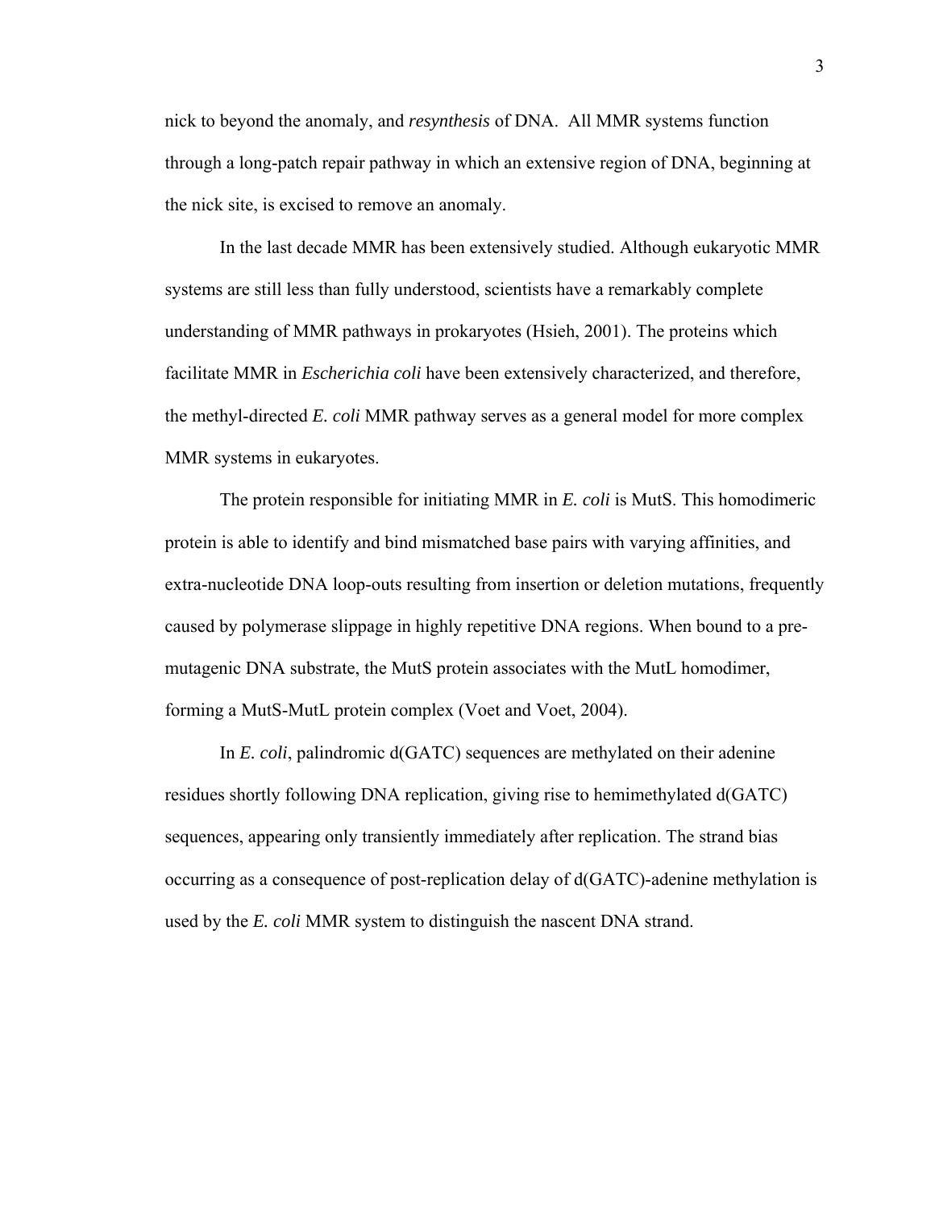nick to beyond the anomaly, and *resynthesis* of DNA. All MMR systems function through a long-patch repair pathway in which an extensive region of DNA, beginning at the nick site, is excised to remove an anomaly.

In the last decade MMR has been extensively studied. Although eukaryotic MMR systems are still less than fully understood, scientists have a remarkably complete understanding of MMR pathways in prokaryotes (Hsieh, 2001). The proteins which facilitate MMR in *Escherichia coli* have been extensively characterized, and therefore, the methyl-directed *E. coli* MMR pathway serves as a general model for more complex MMR systems in eukaryotes.

The protein responsible for initiating MMR in *E. coli* is MutS. This homodimeric protein is able to identify and bind mismatched base pairs with varying affinities, and extra-nucleotide DNA loop-outs resulting from insertion or deletion mutations, frequently caused by polymerase slippage in highly repetitive DNA regions. When bound to a pre-mutagenic DNA substrate, the MutS protein associates with the MutL homodimer, forming a MutS-MutL protein complex (Voet and Voet, 2004).

In *E. coli*, palindromic d(GATC) sequences are methylated on their adenine residues shortly following DNA replication, giving rise to hemimethylated d(GATC) sequences, appearing only transiently immediately after replication. The strand bias occurring as a consequence of post-replication delay of d(GATC)-adenine methylation is used by the *E. coli* MMR system to distinguish the nascent DNA strand.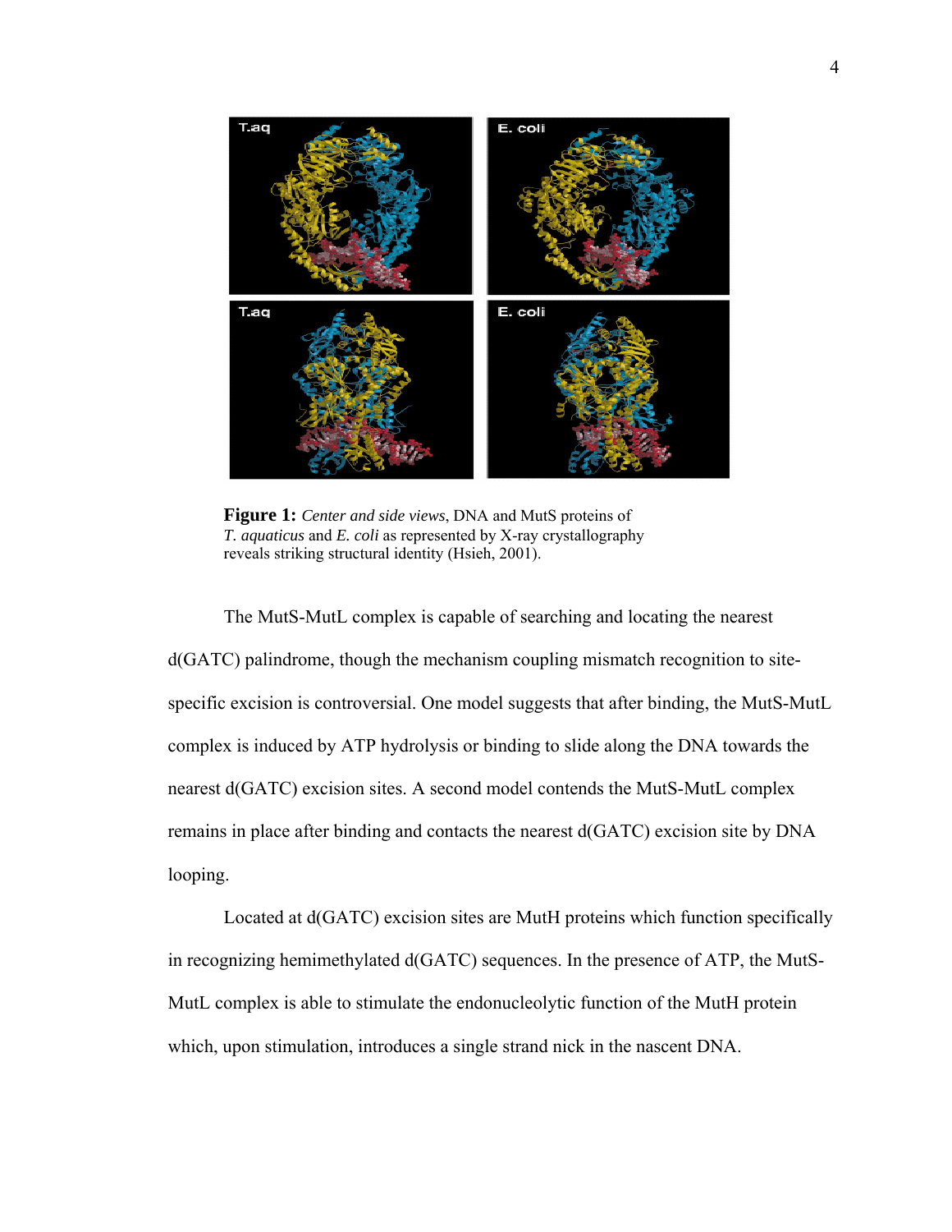**Figure 1:** *Center and side views*, DNA and MutS proteins of *T. aquaticus* and *E. coli* as represented by X-ray crystallography reveals striking structural identity (Hsieh, 2001).

The MutS-MutL complex is capable of searching and locating the nearest d(GATC) palindrome, though the mechanism coupling mismatch recognition to site-specific excision is controversial. One model suggests that after binding, the MutS-MutL complex is induced by ATP hydrolysis or binding to slide along the DNA towards the nearest d(GATC) excision sites. A second model contends the MutS-MutL complex remains in place after binding and contacts the nearest d(GATC) excision site by DNA looping.

Located at d(GATC) excision sites are MutH proteins which function specifically in recognizing hemimethylated d(GATC) sequences. In the presence of ATP, the MutS-MutL complex is able to stimulate the endonucleolytic function of the MutH protein which, upon stimulation, introduces a single strand nick in the nascent DNA.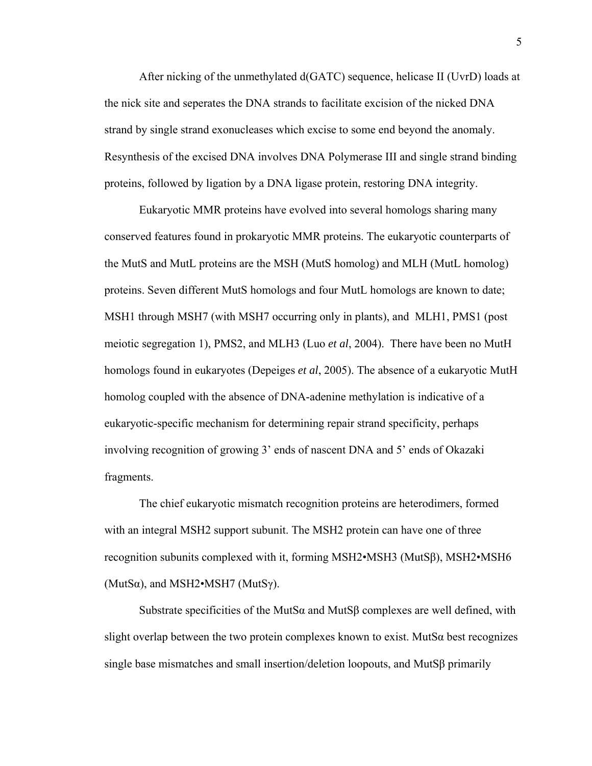After nicking of the unmethylated d(GATC) sequence, helicase II (UvrD) loads at the nick site and seperates the DNA strands to facilitate excision of the nicked DNA strand by single strand exonucleases which excise to some end beyond the anomaly. Resynthesis of the excised DNA involves DNA Polymerase III and single strand binding proteins, followed by ligation by a DNA ligase protein, restoring DNA integrity.

Eukaryotic MMR proteins have evolved into several homologs sharing many conserved features found in prokaryotic MMR proteins. The eukaryotic counterparts of the MutS and MutL proteins are the MSH (MutS homolog) and MLH (MutL homolog) proteins. Seven different MutS homologs and four MutL homologs are known to date; MSH1 through MSH7 (with MSH7 occurring only in plants), and MLH1, PMS1 (post meiotic segregation 1), PMS2, and MLH3 (Luo *et al*, 2004). There have been no MutH homologs found in eukaryotes (Depeiges *et al*, 2005). The absence of a eukaryotic MutH homolog coupled with the absence of DNA-adenine methylation is indicative of a eukaryotic-specific mechanism for determining repair strand specificity, perhaps involving recognition of growing 3' ends of nascent DNA and 5' ends of Okazaki fragments.

The chief eukaryotic mismatch recognition proteins are heterodimers, formed with an integral MSH2 support subunit. The MSH2 protein can have one of three recognition subunits complexed with it, forming MSH2•MSH3 (MutSβ), MSH2•MSH6 (MutSα), and MSH2•MSH7 (MutSγ).

Substrate specificities of the MutSα and MutSβ complexes are well defined, with slight overlap between the two protein complexes known to exist. MutSα best recognizes single base mismatches and small insertion/deletion loopouts, and MutSβ primarily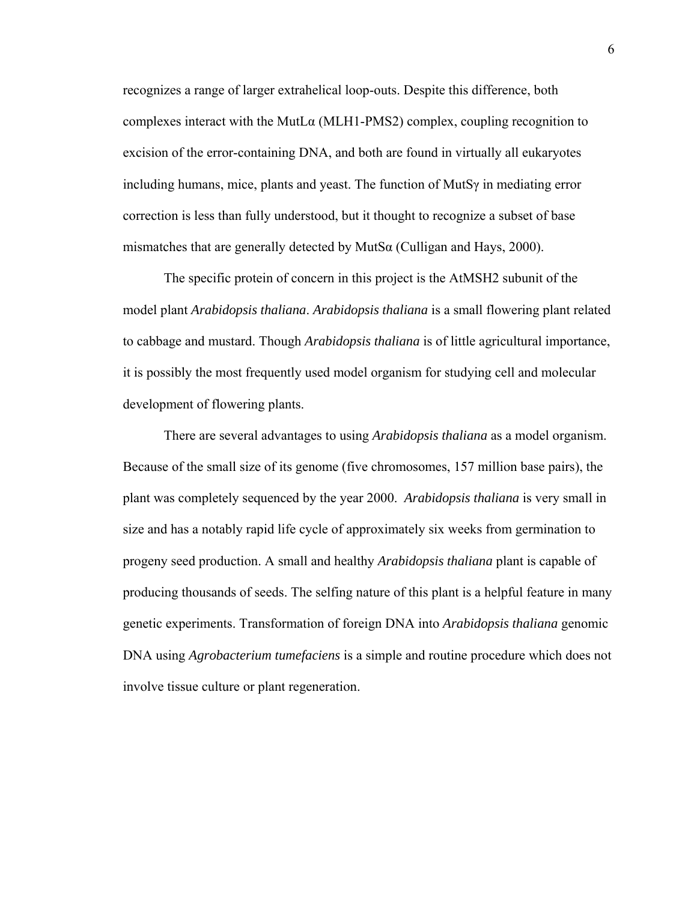recognizes a range of larger extrahelical loop-outs. Despite this difference, both complexes interact with the MutLα (MLH1-PMS2) complex, coupling recognition to excision of the error-containing DNA, and both are found in virtually all eukaryotes including humans, mice, plants and yeast. The function of MutSγ in mediating error correction is less than fully understood, but it thought to recognize a subset of base mismatches that are generally detected by MutSα (Culligan and Hays, 2000).

The specific protein of concern in this project is the AtMSH2 subunit of the model plant *Arabidopsis thaliana*. *Arabidopsis thaliana* is a small flowering plant related to cabbage and mustard. Though *Arabidopsis thaliana* is of little agricultural importance, it is possibly the most frequently used model organism for studying cell and molecular development of flowering plants.

There are several advantages to using *Arabidopsis thaliana* as a model organism. Because of the small size of its genome (five chromosomes, 157 million base pairs), the plant was completely sequenced by the year 2000. *Arabidopsis thaliana* is very small in size and has a notably rapid life cycle of approximately six weeks from germination to progeny seed production. A small and healthy *Arabidopsis thaliana* plant is capable of producing thousands of seeds. The selfing nature of this plant is a helpful feature in many genetic experiments. Transformation of foreign DNA into *Arabidopsis thaliana* genomic DNA using *Agrobacterium tumefaciens* is a simple and routine procedure which does not involve tissue culture or plant regeneration.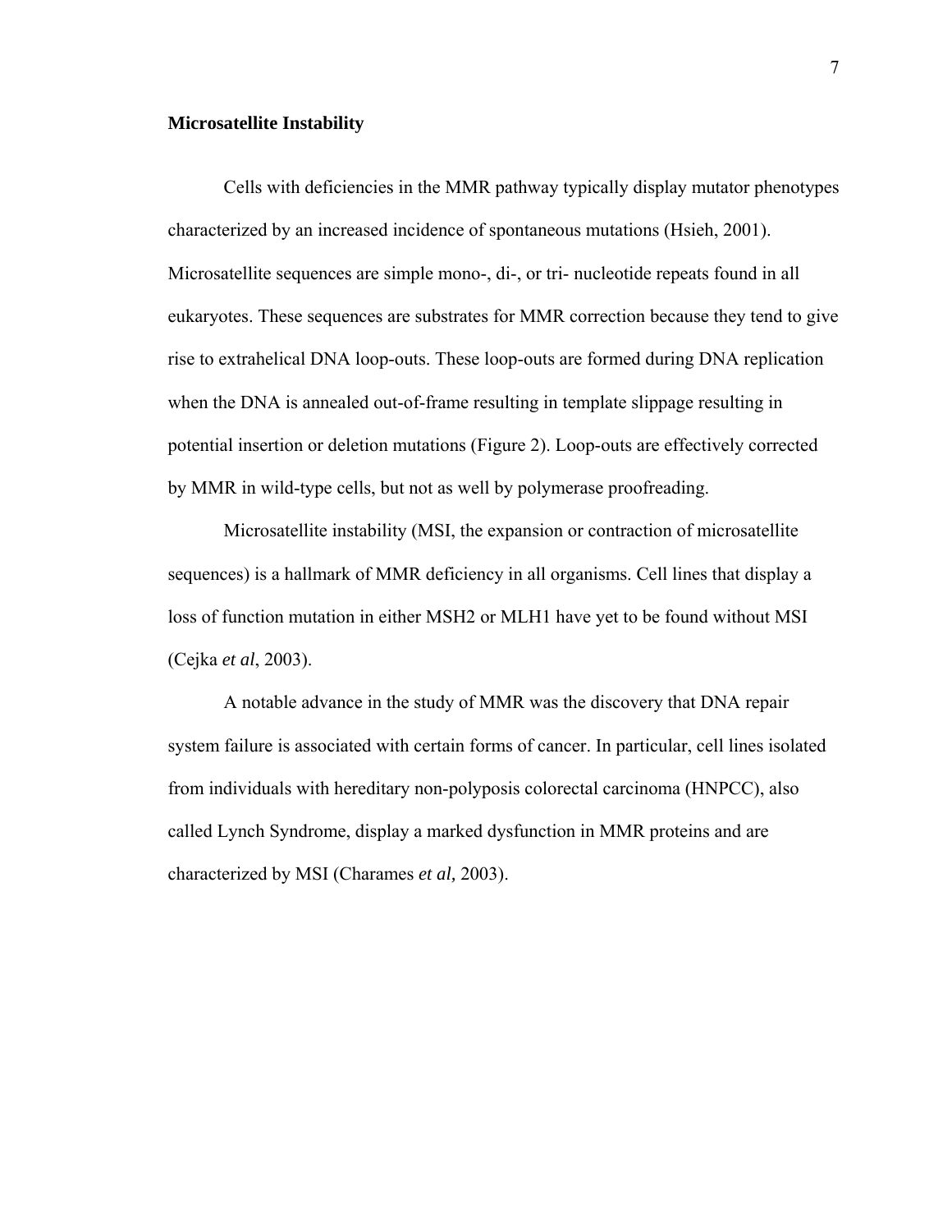**Microsatellite Instability**

Cells with deficiencies in the MMR pathway typically display mutator phenotypes characterized by an increased incidence of spontaneous mutations (Hsieh, 2001). Microsatellite sequences are simple mono-, di-, or tri- nucleotide repeats found in all eukaryotes. These sequences are substrates for MMR correction because they tend to give rise to extrahelical DNA loop-outs. These loop-outs are formed during DNA replication when the DNA is annealed out-of-frame resulting in template slippage resulting in potential insertion or deletion mutations (Figure 2). Loop-outs are effectively corrected by MMR in wild-type cells, but not as well by polymerase proofreading.

Microsatellite instability (MSI, the expansion or contraction of microsatellite sequences) is a hallmark of MMR deficiency in all organisms. Cell lines that display a loss of function mutation in either MSH2 or MLH1 have yet to be found without MSI (Cejka *et al*, 2003).

A notable advance in the study of MMR was the discovery that DNA repair system failure is associated with certain forms of cancer. In particular, cell lines isolated from individuals with hereditary non-polyposis colorectal carcinoma (HNPCC), also called Lynch Syndrome, display a marked dysfunction in MMR proteins and are characterized by MSI (Charames *et al,* 2003).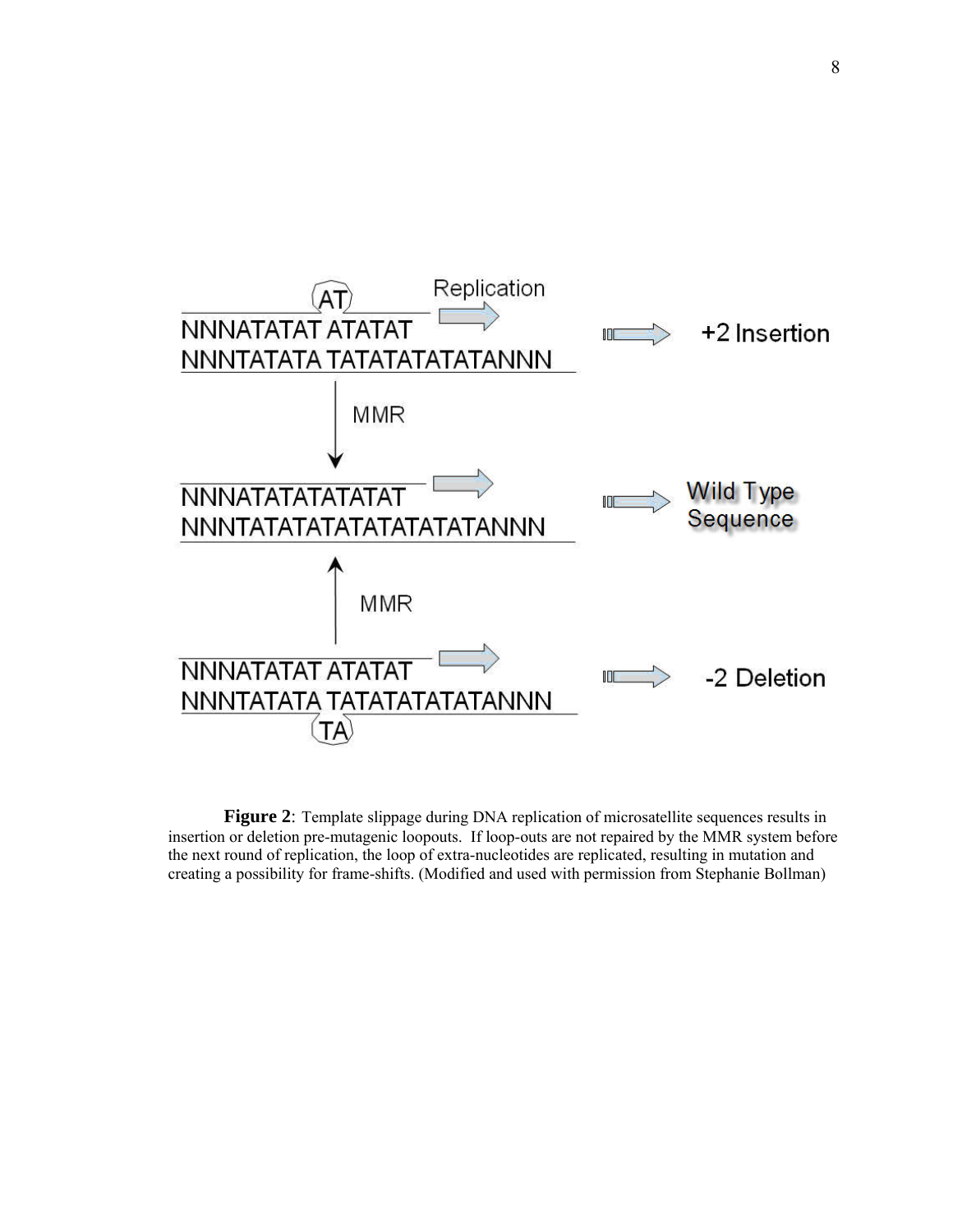```
     (AT)               Replication
NNNATATAT ATATAT                          +2 Insertion
NNNTATATA TATATATATATANNN

        MMR

NNNATATATATATAT                           Wild Type
NNNTATATATATATATATATANNN                  Sequence

        MMR

NNNATATAT ATATAT                          -2 Deletion
NNNTATATA TATATATATATANNN
     (TA)
```

**Figure 2**: Template slippage during DNA replication of microsatellite sequences results in insertion or deletion pre-mutagenic loopouts. If loop-outs are not repaired by the MMR system before the next round of replication, the loop of extra-nucleotides are replicated, resulting in mutation and creating a possibility for frame-shifts. (Modified and used with permission from Stephanie Bollman)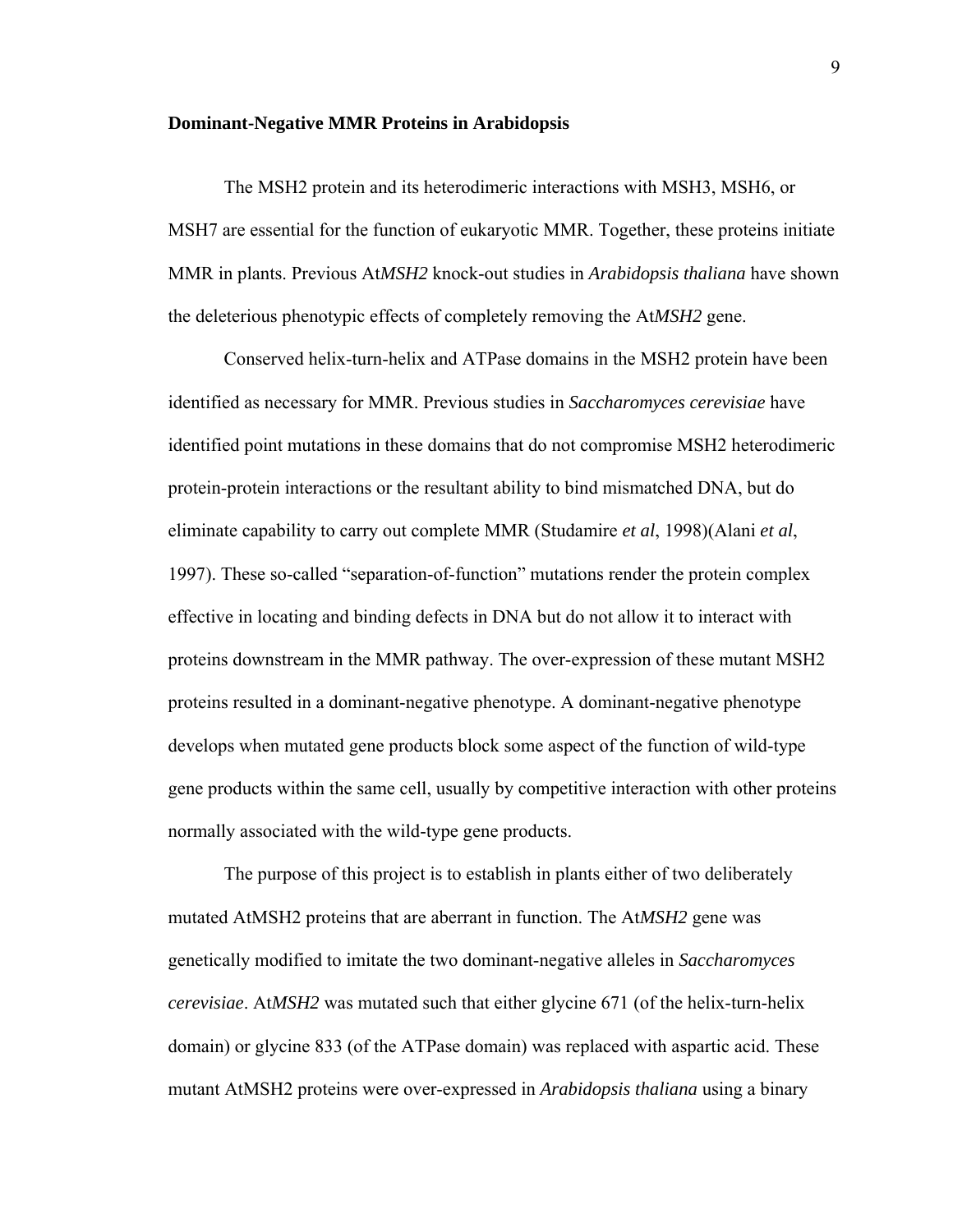**Dominant-Negative MMR Proteins in Arabidopsis**

The MSH2 protein and its heterodimeric interactions with MSH3, MSH6, or MSH7 are essential for the function of eukaryotic MMR. Together, these proteins initiate MMR in plants. Previous At*MSH2* knock-out studies in *Arabidopsis thaliana* have shown the deleterious phenotypic effects of completely removing the At*MSH2* gene.

Conserved helix-turn-helix and ATPase domains in the MSH2 protein have been identified as necessary for MMR. Previous studies in *Saccharomyces cerevisiae* have identified point mutations in these domains that do not compromise MSH2 heterodimeric protein-protein interactions or the resultant ability to bind mismatched DNA, but do eliminate capability to carry out complete MMR (Studamire *et al*, 1998)(Alani *et al*, 1997). These so-called "separation-of-function" mutations render the protein complex effective in locating and binding defects in DNA but do not allow it to interact with proteins downstream in the MMR pathway. The over-expression of these mutant MSH2 proteins resulted in a dominant-negative phenotype. A dominant-negative phenotype develops when mutated gene products block some aspect of the function of wild-type gene products within the same cell, usually by competitive interaction with other proteins normally associated with the wild-type gene products.

The purpose of this project is to establish in plants either of two deliberately mutated AtMSH2 proteins that are aberrant in function. The At*MSH2* gene was genetically modified to imitate the two dominant-negative alleles in *Saccharomyces cerevisiae*. At*MSH2* was mutated such that either glycine 671 (of the helix-turn-helix domain) or glycine 833 (of the ATPase domain) was replaced with aspartic acid. These mutant AtMSH2 proteins were over-expressed in *Arabidopsis thaliana* using a binary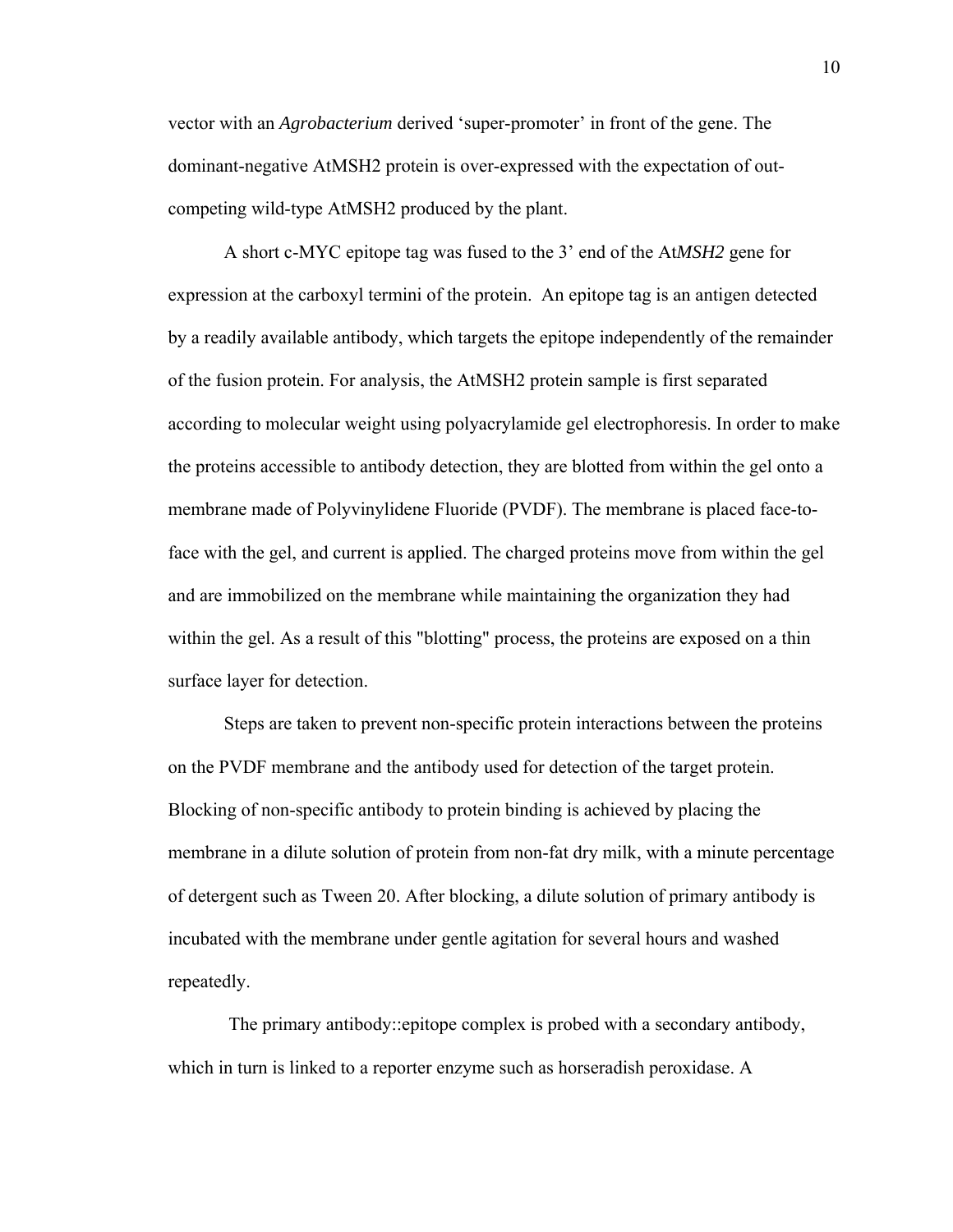vector with an *Agrobacterium* derived 'super-promoter' in front of the gene. The dominant-negative AtMSH2 protein is over-expressed with the expectation of out-competing wild-type AtMSH2 produced by the plant.

A short c-MYC epitope tag was fused to the 3' end of the At*MSH2* gene for expression at the carboxyl termini of the protein. An epitope tag is an antigen detected by a readily available antibody, which targets the epitope independently of the remainder of the fusion protein. For analysis, the AtMSH2 protein sample is first separated according to molecular weight using polyacrylamide gel electrophoresis. In order to make the proteins accessible to antibody detection, they are blotted from within the gel onto a membrane made of Polyvinylidene Fluoride (PVDF). The membrane is placed face-to-face with the gel, and current is applied. The charged proteins move from within the gel and are immobilized on the membrane while maintaining the organization they had within the gel. As a result of this "blotting" process, the proteins are exposed on a thin surface layer for detection.

Steps are taken to prevent non-specific protein interactions between the proteins on the PVDF membrane and the antibody used for detection of the target protein. Blocking of non-specific antibody to protein binding is achieved by placing the membrane in a dilute solution of protein from non-fat dry milk, with a minute percentage of detergent such as Tween 20. After blocking, a dilute solution of primary antibody is incubated with the membrane under gentle agitation for several hours and washed repeatedly.

The primary antibody::epitope complex is probed with a secondary antibody, which in turn is linked to a reporter enzyme such as horseradish peroxidase. A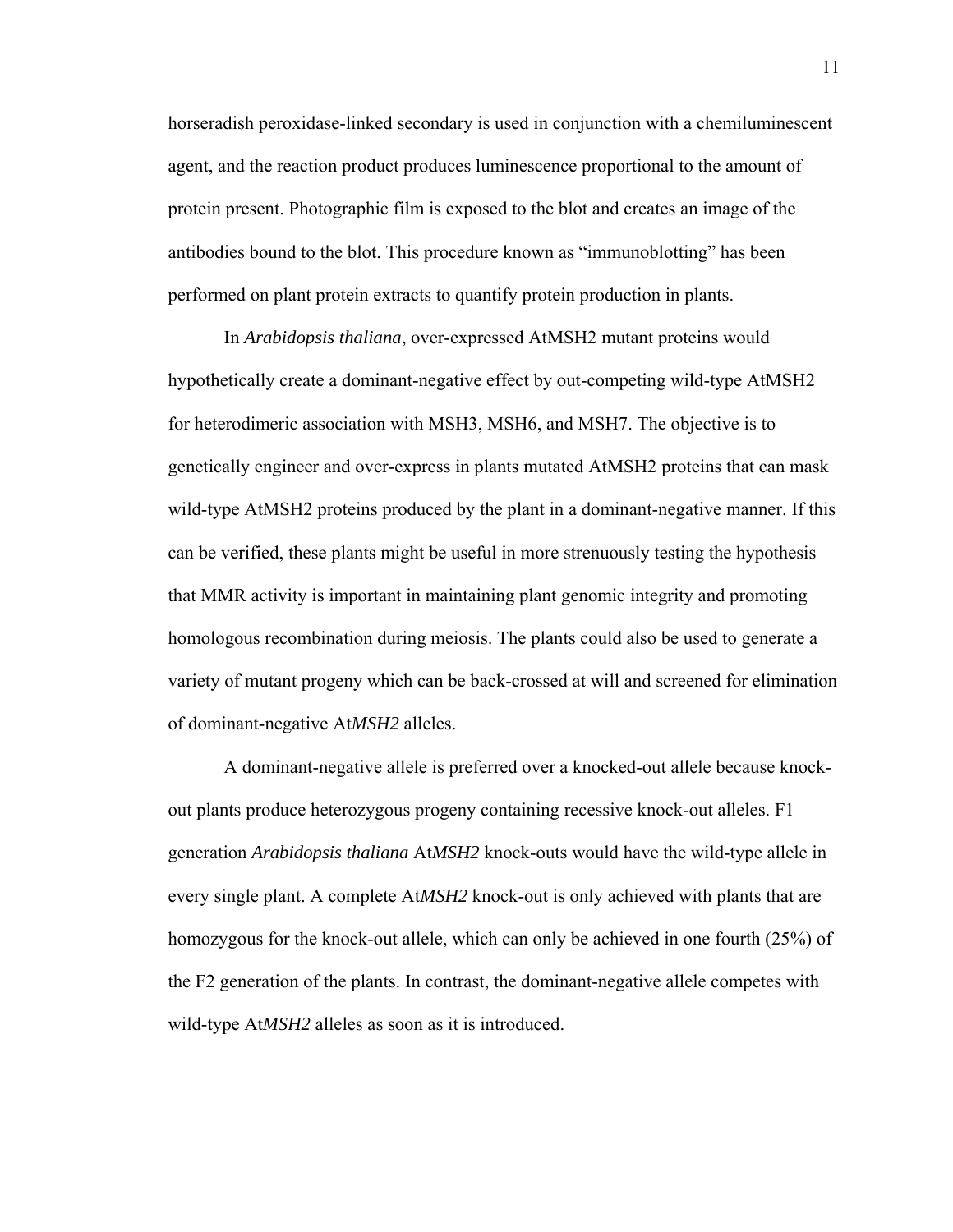horseradish peroxidase-linked secondary is used in conjunction with a chemiluminescent agent, and the reaction product produces luminescence proportional to the amount of protein present. Photographic film is exposed to the blot and creates an image of the antibodies bound to the blot. This procedure known as "immunoblotting" has been performed on plant protein extracts to quantify protein production in plants.

In *Arabidopsis thaliana*, over-expressed AtMSH2 mutant proteins would hypothetically create a dominant-negative effect by out-competing wild-type AtMSH2 for heterodimeric association with MSH3, MSH6, and MSH7. The objective is to genetically engineer and over-express in plants mutated AtMSH2 proteins that can mask wild-type AtMSH2 proteins produced by the plant in a dominant-negative manner. If this can be verified, these plants might be useful in more strenuously testing the hypothesis that MMR activity is important in maintaining plant genomic integrity and promoting homologous recombination during meiosis. The plants could also be used to generate a variety of mutant progeny which can be back-crossed at will and screened for elimination of dominant-negative At*MSH2* alleles.

A dominant-negative allele is preferred over a knocked-out allele because knock-out plants produce heterozygous progeny containing recessive knock-out alleles. F1 generation *Arabidopsis thaliana* At*MSH2* knock-outs would have the wild-type allele in every single plant. A complete At*MSH2* knock-out is only achieved with plants that are homozygous for the knock-out allele, which can only be achieved in one fourth (25%) of the F2 generation of the plants. In contrast, the dominant-negative allele competes with wild-type At*MSH2* alleles as soon as it is introduced.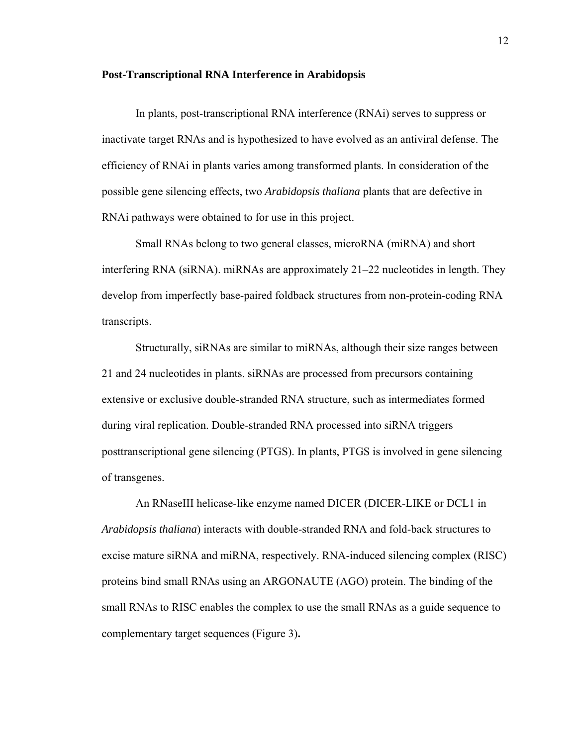**Post-Transcriptional RNA Interference in Arabidopsis**

In plants, post-transcriptional RNA interference (RNAi) serves to suppress or inactivate target RNAs and is hypothesized to have evolved as an antiviral defense. The efficiency of RNAi in plants varies among transformed plants. In consideration of the possible gene silencing effects, two *Arabidopsis thaliana* plants that are defective in RNAi pathways were obtained to for use in this project.

Small RNAs belong to two general classes, microRNA (miRNA) and short interfering RNA (siRNA). miRNAs are approximately 21–22 nucleotides in length. They develop from imperfectly base-paired foldback structures from non-protein-coding RNA transcripts.

Structurally, siRNAs are similar to miRNAs, although their size ranges between 21 and 24 nucleotides in plants. siRNAs are processed from precursors containing extensive or exclusive double-stranded RNA structure, such as intermediates formed during viral replication. Double-stranded RNA processed into siRNA triggers posttranscriptional gene silencing (PTGS). In plants, PTGS is involved in gene silencing of transgenes.

An RNaseIII helicase-like enzyme named DICER (DICER-LIKE or DCL1 in *Arabidopsis thaliana*) interacts with double-stranded RNA and fold-back structures to excise mature siRNA and miRNA, respectively. RNA-induced silencing complex (RISC) proteins bind small RNAs using an ARGONAUTE (AGO) protein. The binding of the small RNAs to RISC enables the complex to use the small RNAs as a guide sequence to complementary target sequences (Figure 3)**.**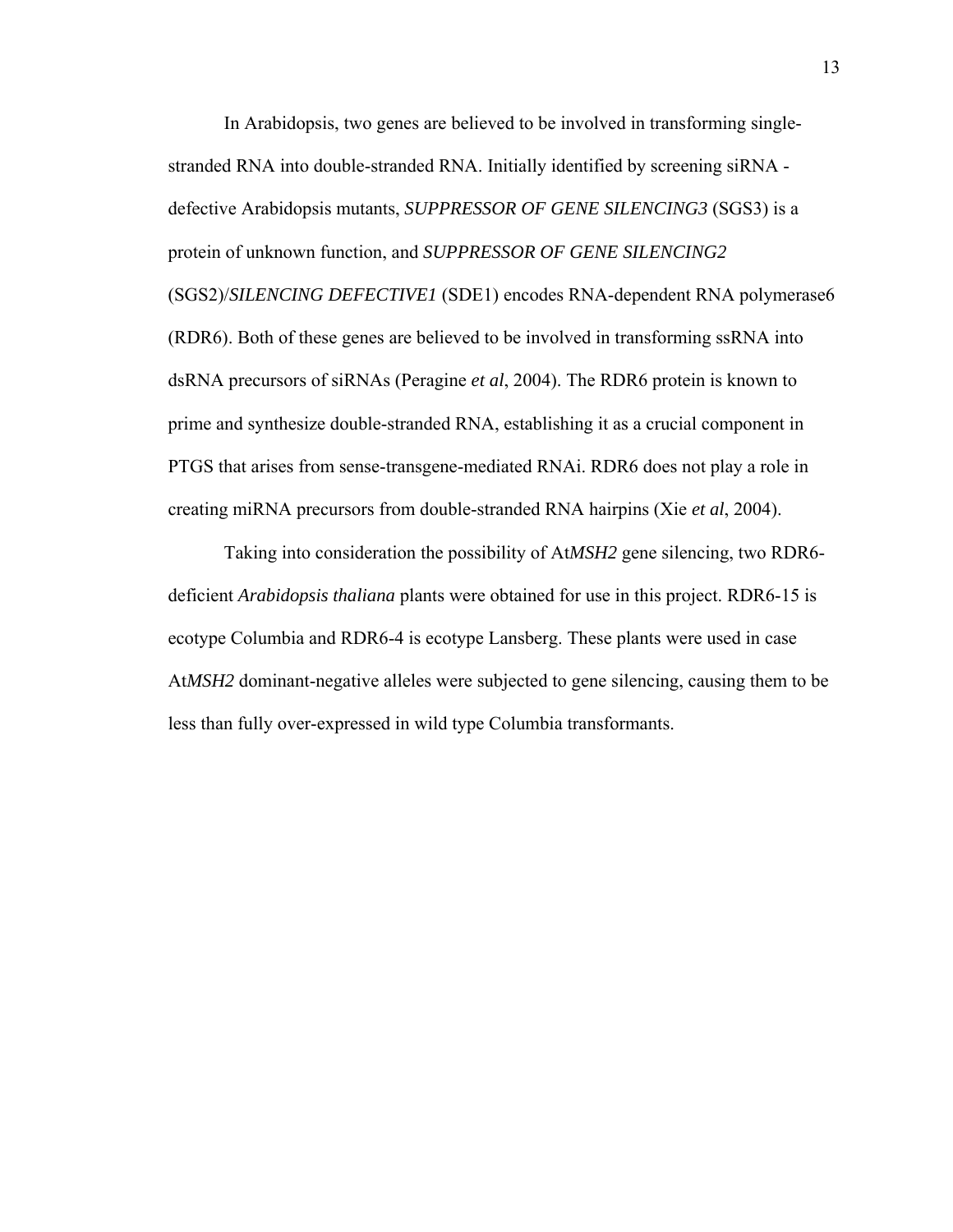In Arabidopsis, two genes are believed to be involved in transforming single-stranded RNA into double-stranded RNA. Initially identified by screening siRNA -defective Arabidopsis mutants, *SUPPRESSOR OF GENE SILENCING3* (SGS3) is a protein of unknown function, and *SUPPRESSOR OF GENE SILENCING2* (SGS2)/*SILENCING DEFECTIVE1* (SDE1) encodes RNA-dependent RNA polymerase6 (RDR6). Both of these genes are believed to be involved in transforming ssRNA into dsRNA precursors of siRNAs (Peragine *et al*, 2004). The RDR6 protein is known to prime and synthesize double-stranded RNA, establishing it as a crucial component in PTGS that arises from sense-transgene-mediated RNAi. RDR6 does not play a role in creating miRNA precursors from double-stranded RNA hairpins (Xie *et al*, 2004).

Taking into consideration the possibility of At*MSH2* gene silencing, two RDR6-deficient *Arabidopsis thaliana* plants were obtained for use in this project. RDR6-15 is ecotype Columbia and RDR6-4 is ecotype Lansberg. These plants were used in case At*MSH2* dominant-negative alleles were subjected to gene silencing, causing them to be less than fully over-expressed in wild type Columbia transformants.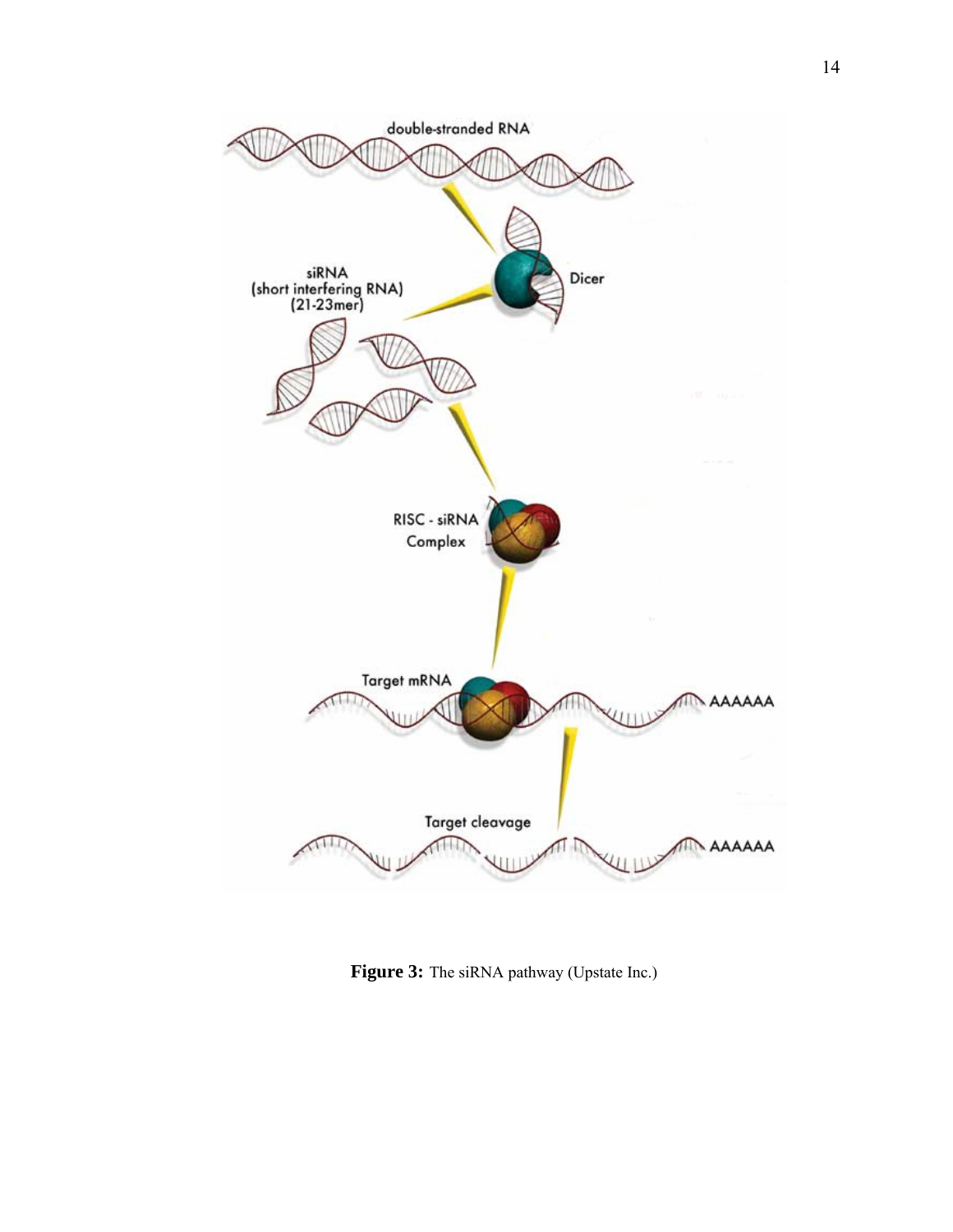**Figure 3:** The siRNA pathway (Upstate Inc.)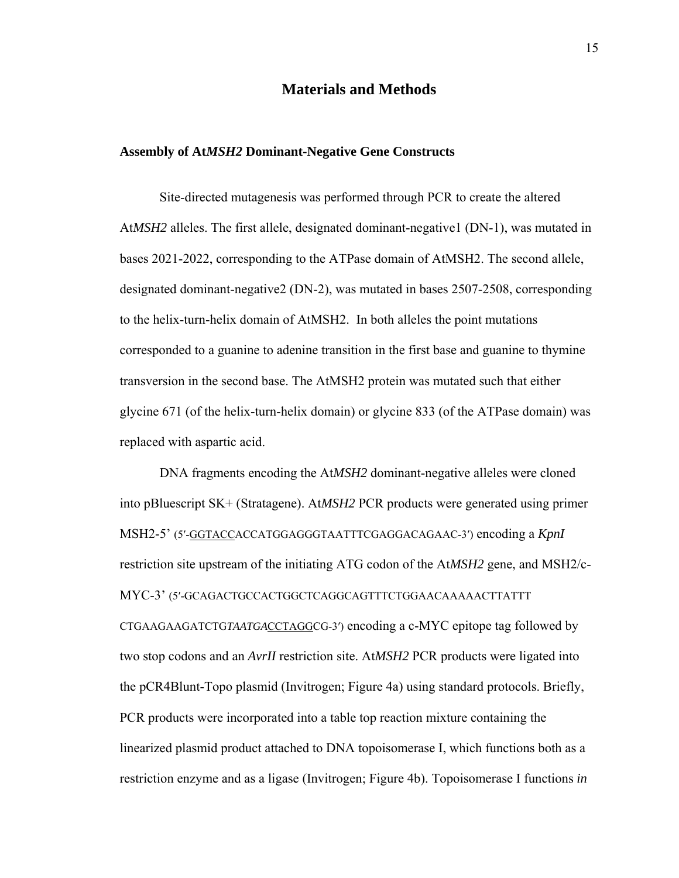# Materials and Methods

## Assembly of At*MSH2* Dominant-Negative Gene Constructs

Site-directed mutagenesis was performed through PCR to create the altered At*MSH2* alleles. The first allele, designated dominant-negative1 (DN-1), was mutated in bases 2021-2022, corresponding to the ATPase domain of AtMSH2. The second allele, designated dominant-negative2 (DN-2), was mutated in bases 2507-2508, corresponding to the helix-turn-helix domain of AtMSH2. In both alleles the point mutations corresponded to a guanine to adenine transition in the first base and guanine to thymine transversion in the second base. The AtMSH2 protein was mutated such that either glycine 671 (of the helix-turn-helix domain) or glycine 833 (of the ATPase domain) was replaced with aspartic acid.

DNA fragments encoding the At*MSH2* dominant-negative alleles were cloned into pBluescript SK+ (Stratagene). At*MSH2* PCR products were generated using primer MSH2-5' (5′-<u>GGTACC</u>ACCATGGAGGGTAATTTCGAGGACAGAAC-3′) encoding a *KpnI* restriction site upstream of the initiating ATG codon of the At*MSH2* gene, and MSH2/c-MYC-3' (5′-GCAGACTGCCACTGGCTCAGGCAGTTTCTGGAACAAAAACTTATTT CTGAAGAAGATCTG*TAATGA*<u>CCTAGG</u>CG-3′) encoding a c-MYC epitope tag followed by two stop codons and an *AvrII* restriction site. At*MSH2* PCR products were ligated into the pCR4Blunt-Topo plasmid (Invitrogen; Figure 4a) using standard protocols. Briefly, PCR products were incorporated into a table top reaction mixture containing the linearized plasmid product attached to DNA topoisomerase I, which functions both as a restriction enzyme and as a ligase (Invitrogen; Figure 4b). Topoisomerase I functions *in*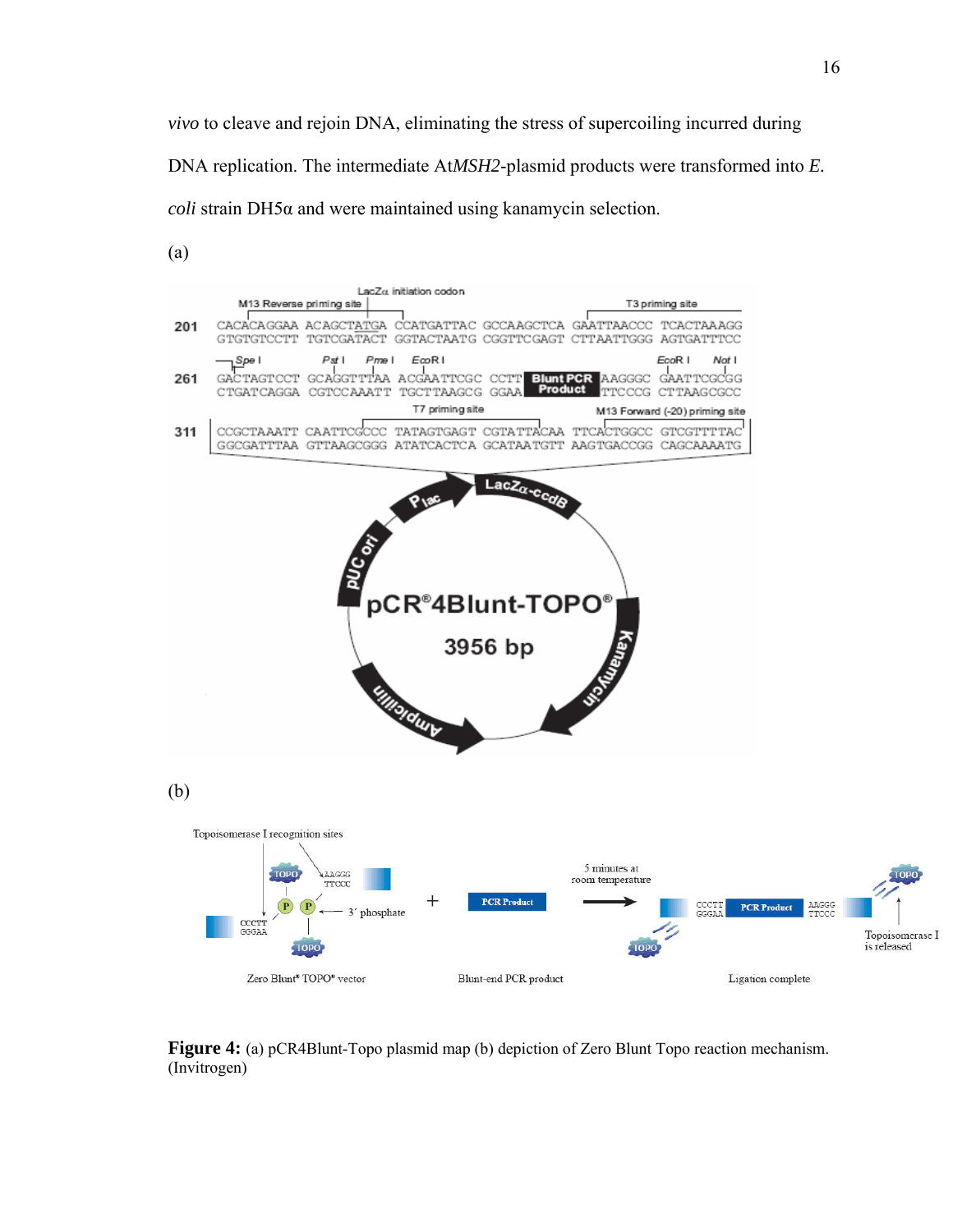*vivo* to cleave and rejoin DNA, eliminating the stress of supercoiling incurred during DNA replication. The intermediate At*MSH2*-plasmid products were transformed into *E. coli* strain DH5α and were maintained using kanamycin selection.

(a)

(b)

**Figure 4:** (a) pCR4Blunt-Topo plasmid map (b) depiction of Zero Blunt Topo reaction mechanism. (Invitrogen)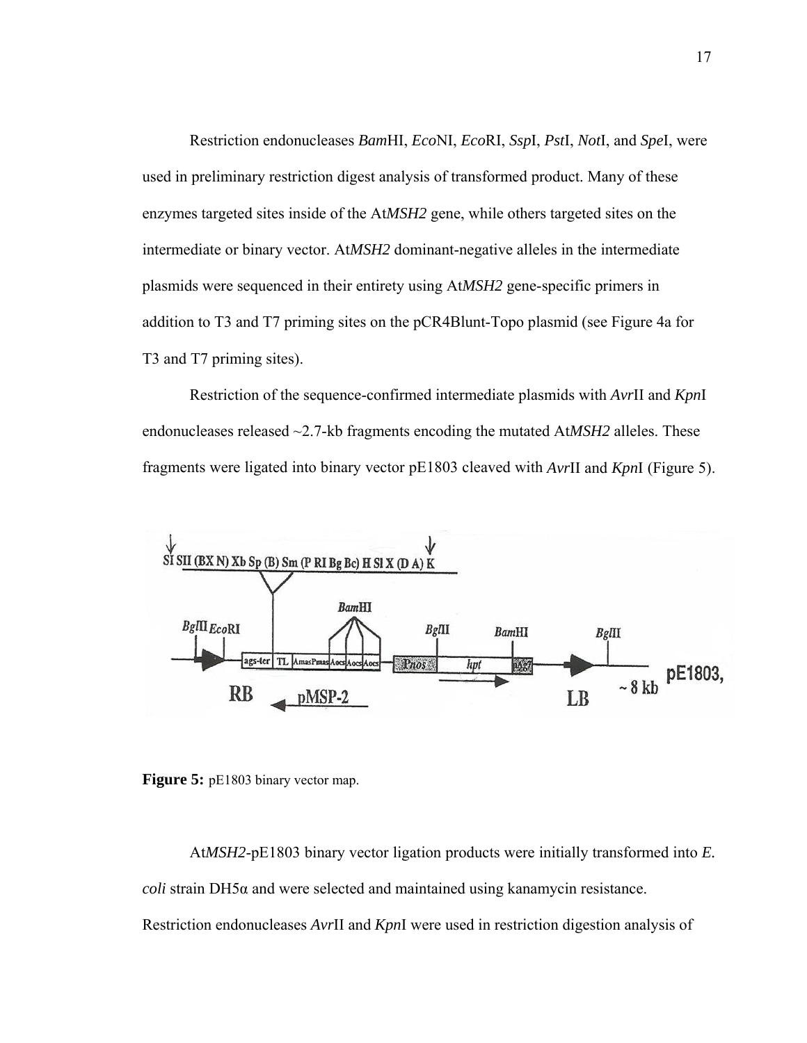Restriction endonucleases *Bam*HI, *Eco*NI, *Eco*RI, *Ssp*I, *Pst*I, *Not*I, and *Spe*I, were used in preliminary restriction digest analysis of transformed product. Many of these enzymes targeted sites inside of the At*MSH2* gene, while others targeted sites on the intermediate or binary vector. At*MSH2* dominant-negative alleles in the intermediate plasmids were sequenced in their entirety using At*MSH2* gene-specific primers in addition to T3 and T7 priming sites on the pCR4Blunt-Topo plasmid (see Figure 4a for T3 and T7 priming sites).

Restriction of the sequence-confirmed intermediate plasmids with *Avr*II and *Kpn*I endonucleases released ~2.7-kb fragments encoding the mutated At*MSH2* alleles. These fragments were ligated into binary vector pE1803 cleaved with *Avr*II and *Kpn*I (Figure 5).

**Figure 5:** pE1803 binary vector map.

At*MSH2*-pE1803 binary vector ligation products were initially transformed into *E. coli* strain DH5α and were selected and maintained using kanamycin resistance. Restriction endonucleases *Avr*II and *Kpn*I were used in restriction digestion analysis of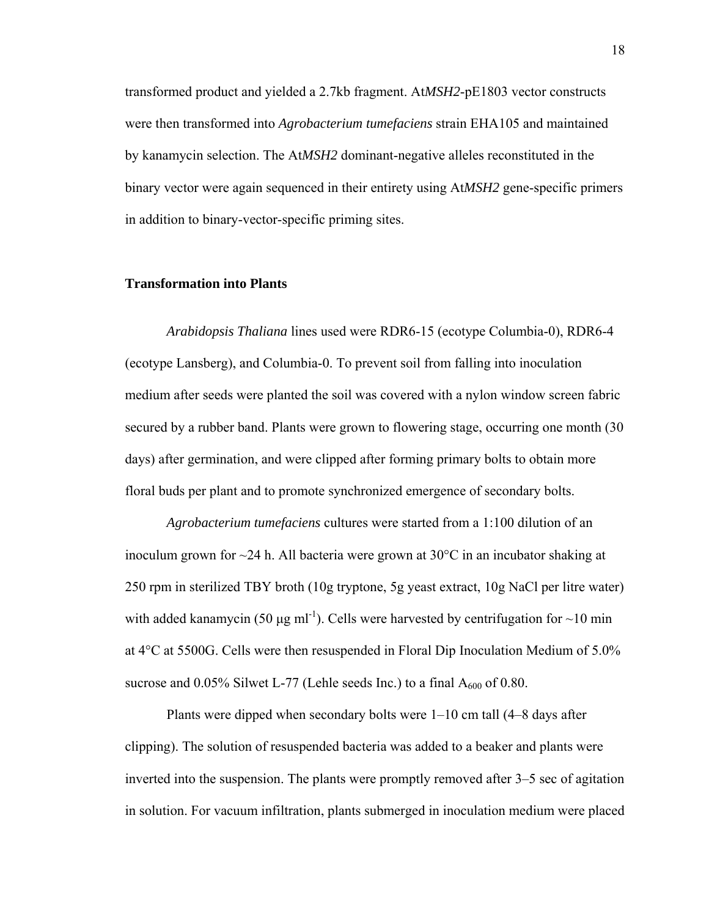transformed product and yielded a 2.7kb fragment. At*MSH2*-pE1803 vector constructs were then transformed into *Agrobacterium tumefaciens* strain EHA105 and maintained by kanamycin selection. The At*MSH2* dominant-negative alleles reconstituted in the binary vector were again sequenced in their entirety using At*MSH2* gene-specific primers in addition to binary-vector-specific priming sites.

### Transformation into Plants

*Arabidopsis Thaliana* lines used were RDR6-15 (ecotype Columbia-0), RDR6-4 (ecotype Lansberg), and Columbia-0. To prevent soil from falling into inoculation medium after seeds were planted the soil was covered with a nylon window screen fabric secured by a rubber band. Plants were grown to flowering stage, occurring one month (30 days) after germination, and were clipped after forming primary bolts to obtain more floral buds per plant and to promote synchronized emergence of secondary bolts.

*Agrobacterium tumefaciens* cultures were started from a 1:100 dilution of an inoculum grown for ~24 h. All bacteria were grown at 30°C in an incubator shaking at 250 rpm in sterilized TBY broth (10g tryptone, 5g yeast extract, 10g NaCl per litre water) with added kanamycin (50 µg $ml^{-1}$). Cells were harvested by centrifugation for ~10 min at 4°C at 5500G. Cells were then resuspended in Floral Dip Inoculation Medium of 5.0% sucrose and 0.05% Silwet L-77 (Lehle seeds Inc.) to a final $A_{600}$ of 0.80.

Plants were dipped when secondary bolts were 1–10 cm tall (4–8 days after clipping). The solution of resuspended bacteria was added to a beaker and plants were inverted into the suspension. The plants were promptly removed after 3–5 sec of agitation in solution. For vacuum infiltration, plants submerged in inoculation medium were placed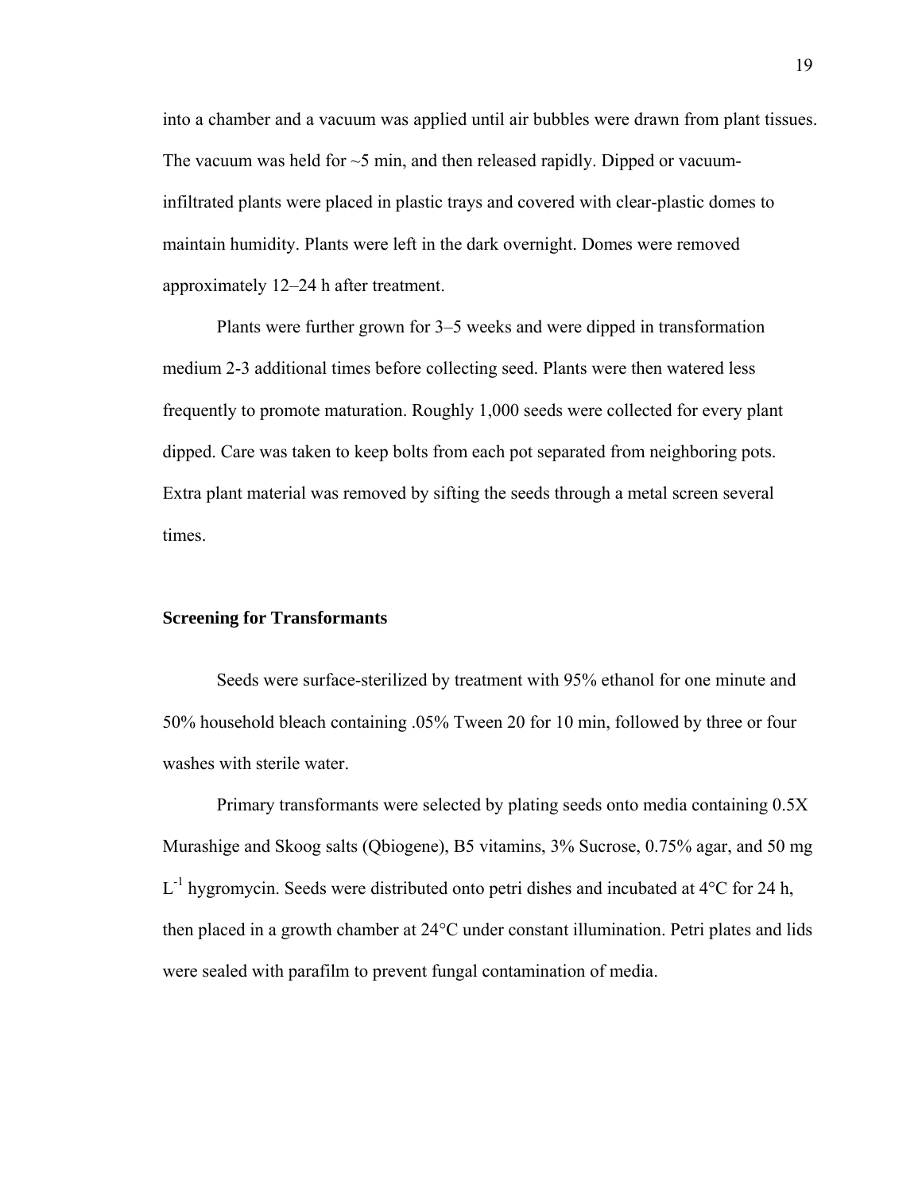into a chamber and a vacuum was applied until air bubbles were drawn from plant tissues. The vacuum was held for ~5 min, and then released rapidly. Dipped or vacuum-infiltrated plants were placed in plastic trays and covered with clear-plastic domes to maintain humidity. Plants were left in the dark overnight. Domes were removed approximately 12–24 h after treatment.

Plants were further grown for 3–5 weeks and were dipped in transformation medium 2-3 additional times before collecting seed. Plants were then watered less frequently to promote maturation. Roughly 1,000 seeds were collected for every plant dipped. Care was taken to keep bolts from each pot separated from neighboring pots. Extra plant material was removed by sifting the seeds through a metal screen several times.

### Screening for Transformants

Seeds were surface-sterilized by treatment with 95% ethanol for one minute and 50% household bleach containing .05% Tween 20 for 10 min, followed by three or four washes with sterile water.

Primary transformants were selected by plating seeds onto media containing 0.5X Murashige and Skoog salts (Qbiogene), B5 vitamins, 3% Sucrose, 0.75% agar, and 50 mg $L^{-1}$ hygromycin. Seeds were distributed onto petri dishes and incubated at 4°C for 24 h, then placed in a growth chamber at 24°C under constant illumination. Petri plates and lids were sealed with parafilm to prevent fungal contamination of media.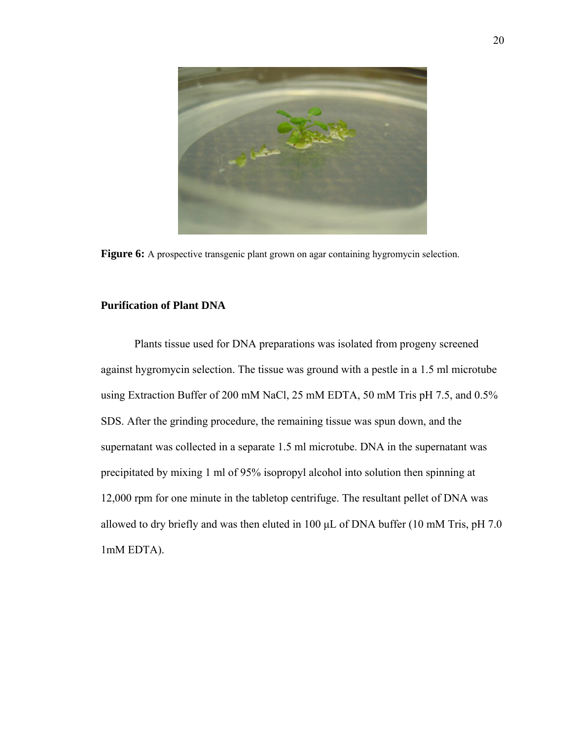**Figure 6:** A prospective transgenic plant grown on agar containing hygromycin selection.

### Purification of Plant DNA

Plants tissue used for DNA preparations was isolated from progeny screened against hygromycin selection. The tissue was ground with a pestle in a 1.5 ml microtube using Extraction Buffer of 200 mM NaCl, 25 mM EDTA, 50 mM Tris pH 7.5, and 0.5% SDS. After the grinding procedure, the remaining tissue was spun down, and the supernatant was collected in a separate 1.5 ml microtube. DNA in the supernatant was precipitated by mixing 1 ml of 95% isopropyl alcohol into solution then spinning at 12,000 rpm for one minute in the tabletop centrifuge. The resultant pellet of DNA was allowed to dry briefly and was then eluted in 100 μL of DNA buffer (10 mM Tris, pH 7.0 1mM EDTA).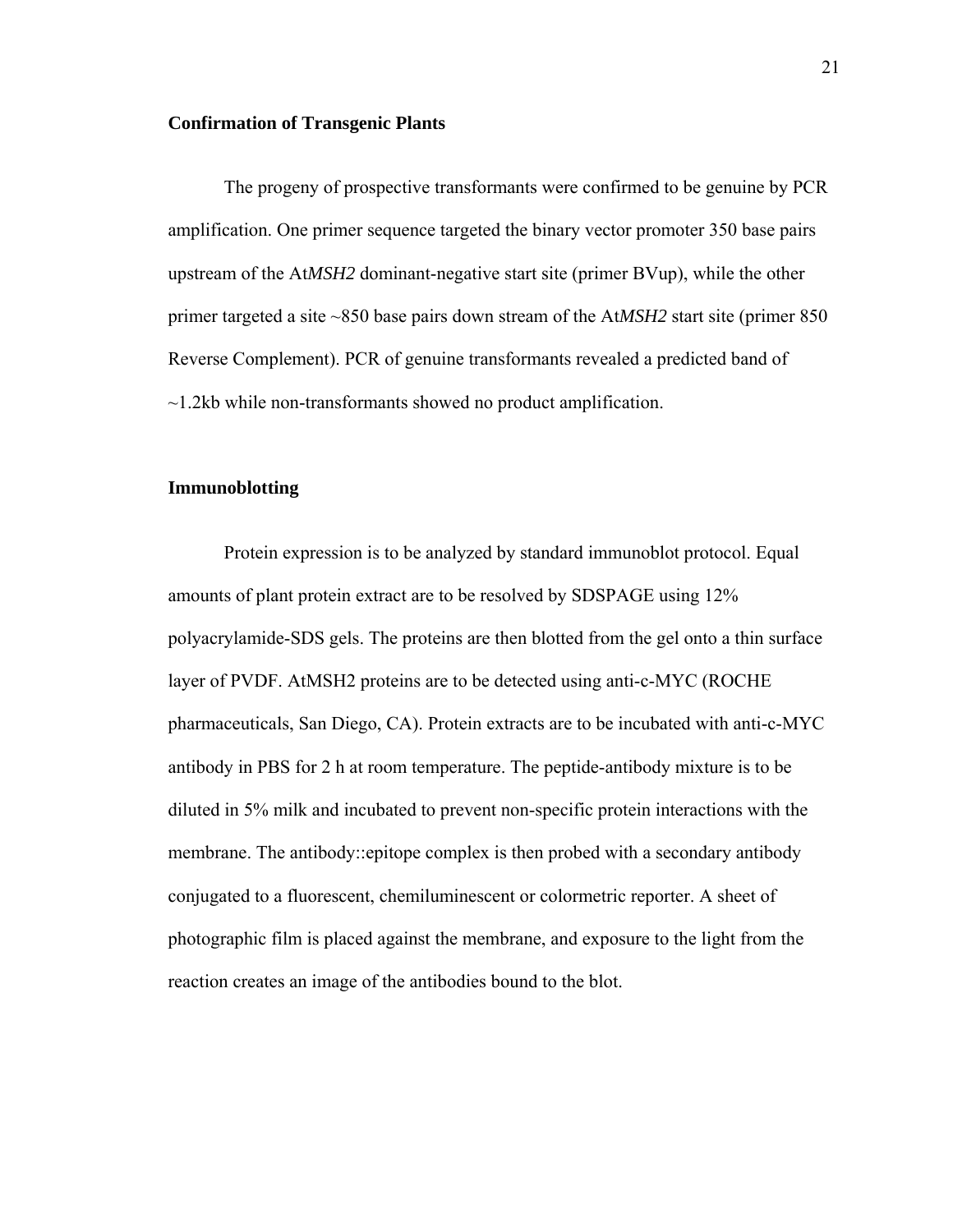## Confirmation of Transgenic Plants

The progeny of prospective transformants were confirmed to be genuine by PCR amplification. One primer sequence targeted the binary vector promoter 350 base pairs upstream of the At*MSH2* dominant-negative start site (primer BVup), while the other primer targeted a site ~850 base pairs down stream of the At*MSH2* start site (primer 850 Reverse Complement). PCR of genuine transformants revealed a predicted band of ~1.2kb while non-transformants showed no product amplification.

## Immunoblotting

Protein expression is to be analyzed by standard immunoblot protocol. Equal amounts of plant protein extract are to be resolved by SDSPAGE using 12% polyacrylamide-SDS gels. The proteins are then blotted from the gel onto a thin surface layer of PVDF. AtMSH2 proteins are to be detected using anti-c-MYC (ROCHE pharmaceuticals, San Diego, CA). Protein extracts are to be incubated with anti-c-MYC antibody in PBS for 2 h at room temperature. The peptide-antibody mixture is to be diluted in 5% milk and incubated to prevent non-specific protein interactions with the membrane. The antibody::epitope complex is then probed with a secondary antibody conjugated to a fluorescent, chemiluminescent or colormetric reporter. A sheet of photographic film is placed against the membrane, and exposure to the light from the reaction creates an image of the antibodies bound to the blot.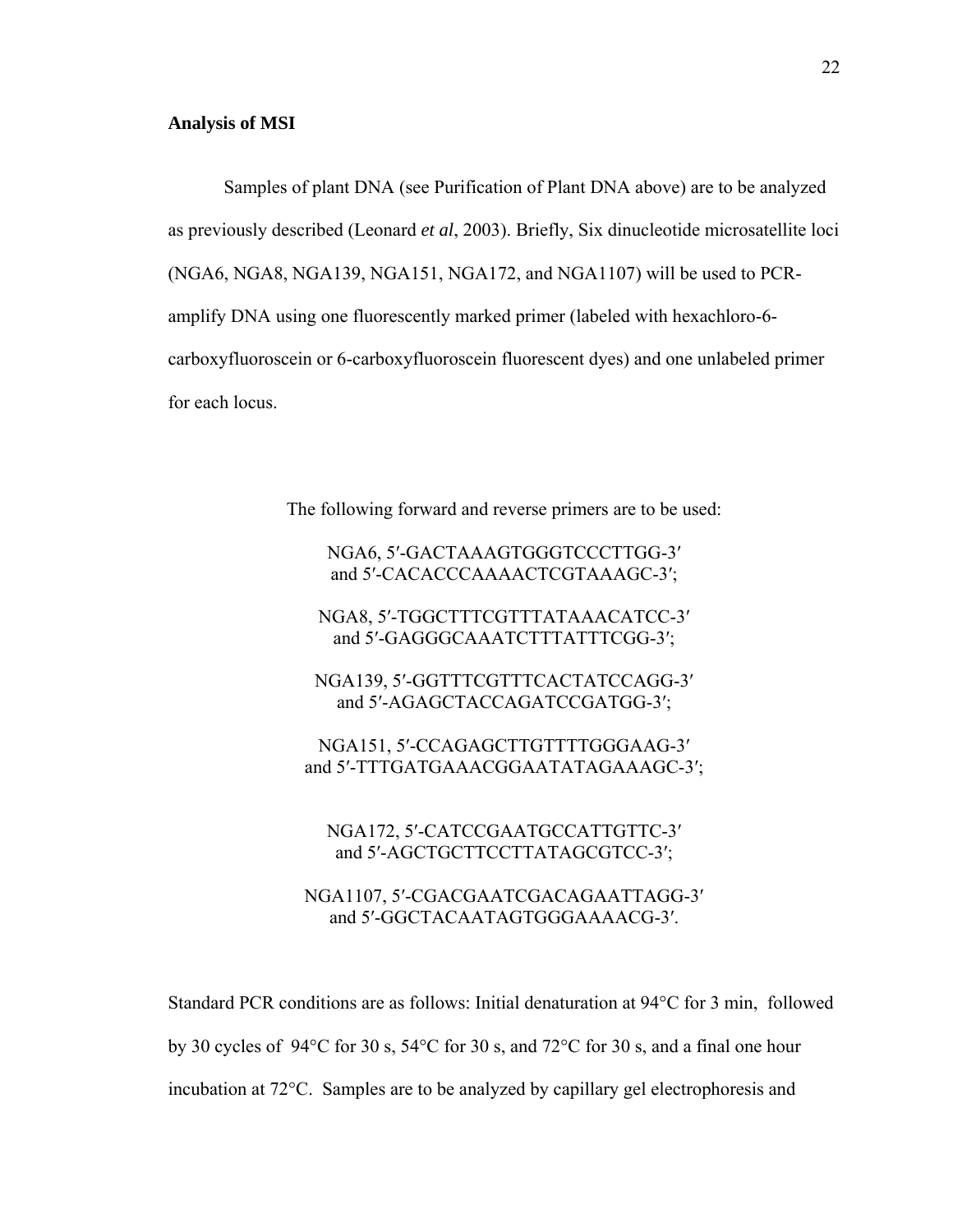**Analysis of MSI**

Samples of plant DNA (see Purification of Plant DNA above) are to be analyzed as previously described (Leonard *et al*, 2003). Briefly, Six dinucleotide microsatellite loci (NGA6, NGA8, NGA139, NGA151, NGA172, and NGA1107) will be used to PCR-amplify DNA using one fluorescently marked primer (labeled with hexachloro-6-carboxyfluoroscein or 6-carboxyfluoroscein fluorescent dyes) and one unlabeled primer for each locus.

The following forward and reverse primers are to be used:

NGA6, 5′-GACTAAAGTGGGTCCCTTGG-3′
and 5′-CACACCCAAAACTCGTAAAGC-3′;

NGA8, 5′-TGGCTTTCGTTTATAAACATCC-3′
and 5′-GAGGGCAAATCTTTATTTCGG-3′;

NGA139, 5′-GGTTTCGTTTCACTATCCAGG-3′
and 5′-AGAGCTACCAGATCCGATGG-3′;

NGA151, 5′-CCAGAGCTTGTTTTGGGAAG-3′
and 5′-TTTGATGAAACGGAATATAGAAAGC-3′;

NGA172, 5′-CATCCGAATGCCATTGTTC-3′
and 5′-AGCTGCTTCCTTATAGCGTCC-3′;

NGA1107, 5′-CGACGAATCGACAGAATTAGG-3′
and 5′-GGCTACAATAGTGGGAAAACG-3′.

Standard PCR conditions are as follows: Initial denaturation at 94°C for 3 min, followed by 30 cycles of 94°C for 30 s, 54°C for 30 s, and 72°C for 30 s, and a final one hour incubation at 72°C. Samples are to be analyzed by capillary gel electrophoresis and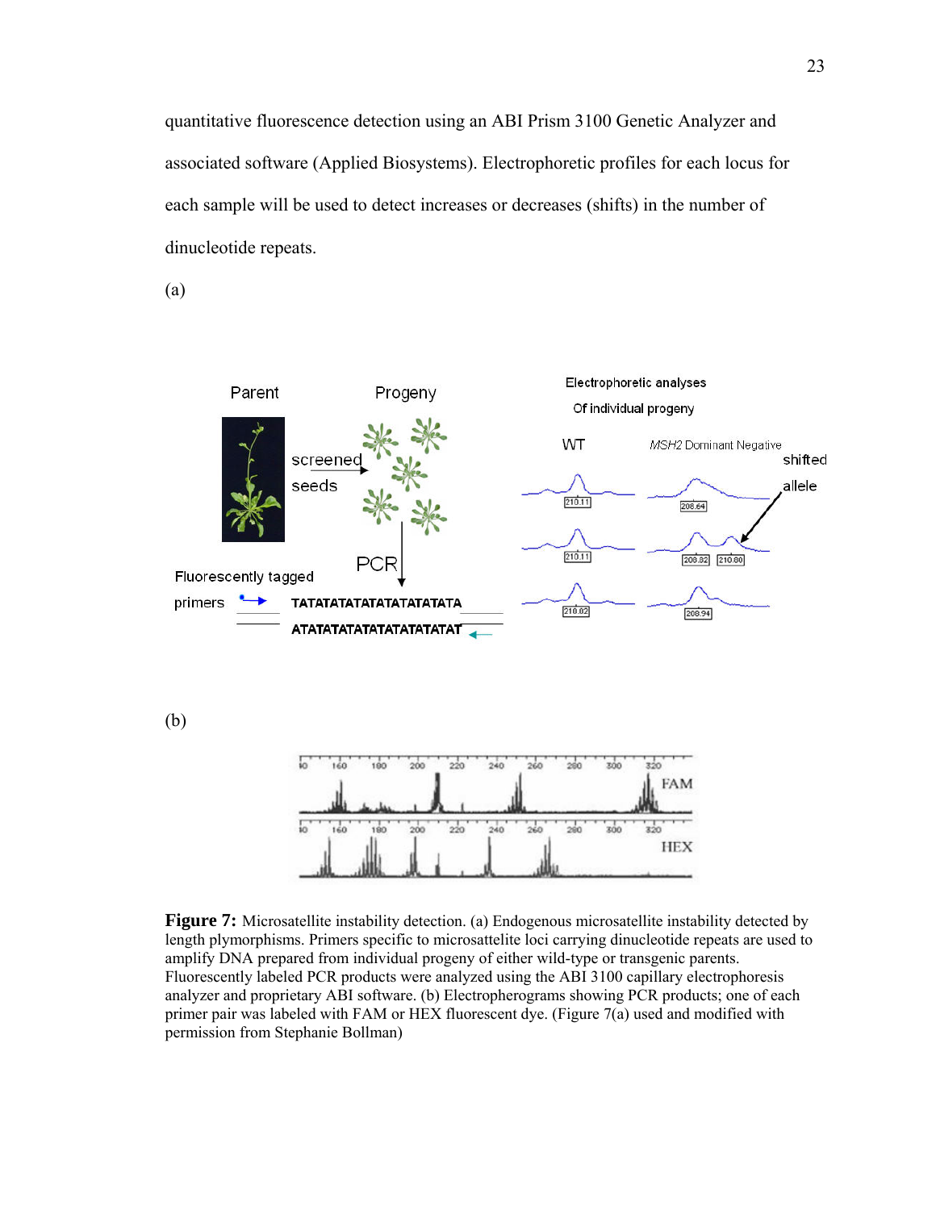quantitative fluorescence detection using an ABI Prism 3100 Genetic Analyzer and associated software (Applied Biosystems). Electrophoretic profiles for each locus for each sample will be used to detect increases or decreases (shifts) in the number of dinucleotide repeats.

(a)

(b)

**Figure 7:** Microsatellite instability detection. (a) Endogenous microsatellite instability detected by length plymorphisms. Primers specific to microsattelite loci carrying dinucleotide repeats are used to amplify DNA prepared from individual progeny of either wild-type or transgenic parents. Fluorescently labeled PCR products were analyzed using the ABI 3100 capillary electrophoresis analyzer and proprietary ABI software. (b) Electropherograms showing PCR products; one of each primer pair was labeled with FAM or HEX fluorescent dye. (Figure 7(a) used and modified with permission from Stephanie Bollman)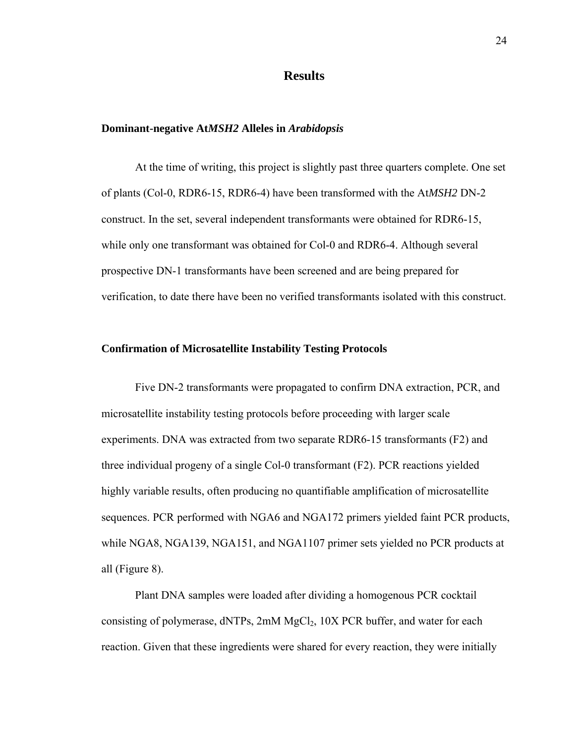# Results

## Dominant-negative At*MSH2* Alleles in *Arabidopsis*

At the time of writing, this project is slightly past three quarters complete. One set of plants (Col-0, RDR6-15, RDR6-4) have been transformed with the At*MSH2* DN-2 construct. In the set, several independent transformants were obtained for RDR6-15, while only one transformant was obtained for Col-0 and RDR6-4. Although several prospective DN-1 transformants have been screened and are being prepared for verification, to date there have been no verified transformants isolated with this construct.

## Confirmation of Microsatellite Instability Testing Protocols

Five DN-2 transformants were propagated to confirm DNA extraction, PCR, and microsatellite instability testing protocols before proceeding with larger scale experiments. DNA was extracted from two separate RDR6-15 transformants (F2) and three individual progeny of a single Col-0 transformant (F2). PCR reactions yielded highly variable results, often producing no quantifiable amplification of microsatellite sequences. PCR performed with NGA6 and NGA172 primers yielded faint PCR products, while NGA8, NGA139, NGA151, and NGA1107 primer sets yielded no PCR products at all (Figure 8).

Plant DNA samples were loaded after dividing a homogenous PCR cocktail consisting of polymerase, dNTPs, 2mM $MgCl_2$, 10X PCR buffer, and water for each reaction. Given that these ingredients were shared for every reaction, they were initially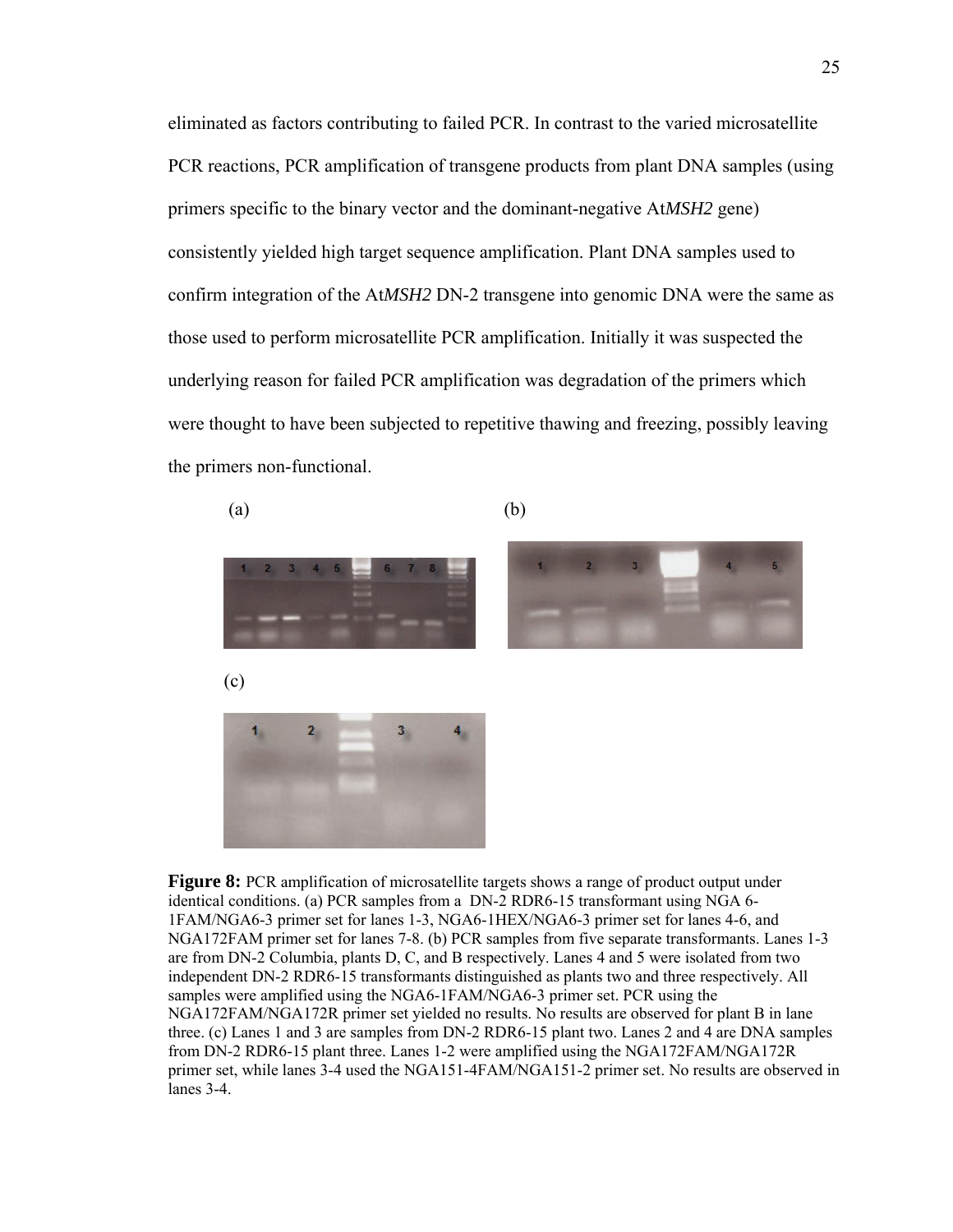eliminated as factors contributing to failed PCR. In contrast to the varied microsatellite PCR reactions, PCR amplification of transgene products from plant DNA samples (using primers specific to the binary vector and the dominant-negative At*MSH2* gene) consistently yielded high target sequence amplification. Plant DNA samples used to confirm integration of the At*MSH2* DN-2 transgene into genomic DNA were the same as those used to perform microsatellite PCR amplification. Initially it was suspected the underlying reason for failed PCR amplification was degradation of the primers which were thought to have been subjected to repetitive thawing and freezing, possibly leaving the primers non-functional.

(a) (b)

(c)

**Figure 8:** PCR amplification of microsatellite targets shows a range of product output under identical conditions. (a) PCR samples from a DN-2 RDR6-15 transformant using NGA 6-1FAM/NGA6-3 primer set for lanes 1-3, NGA6-1HEX/NGA6-3 primer set for lanes 4-6, and NGA172FAM primer set for lanes 7-8. (b) PCR samples from five separate transformants. Lanes 1-3 are from DN-2 Columbia, plants D, C, and B respectively. Lanes 4 and 5 were isolated from two independent DN-2 RDR6-15 transformants distinguished as plants two and three respectively. All samples were amplified using the NGA6-1FAM/NGA6-3 primer set. PCR using the NGA172FAM/NGA172R primer set yielded no results. No results are observed for plant B in lane three. (c) Lanes 1 and 3 are samples from DN-2 RDR6-15 plant two. Lanes 2 and 4 are DNA samples from DN-2 RDR6-15 plant three. Lanes 1-2 were amplified using the NGA172FAM/NGA172R primer set, while lanes 3-4 used the NGA151-4FAM/NGA151-2 primer set. No results are observed in lanes 3-4.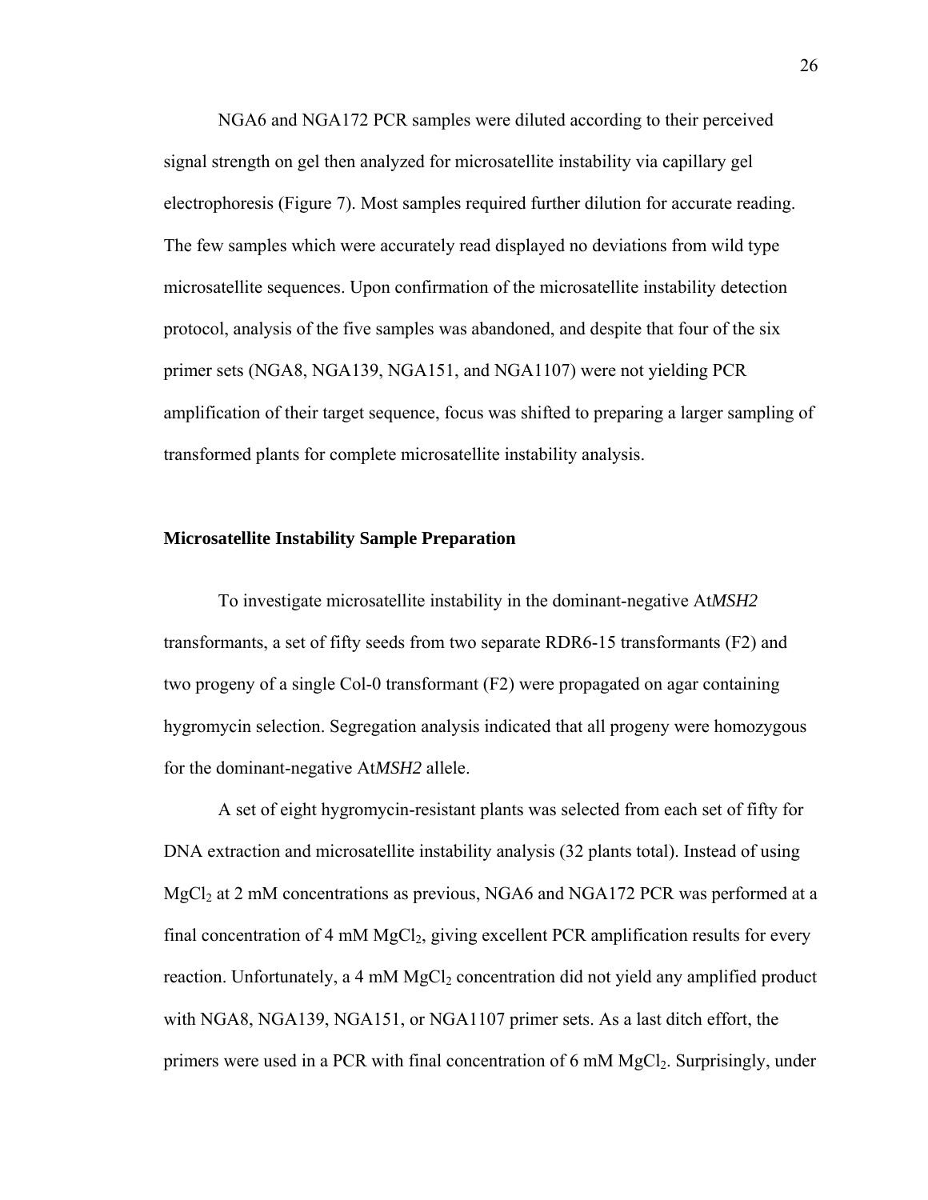NGA6 and NGA172 PCR samples were diluted according to their perceived signal strength on gel then analyzed for microsatellite instability via capillary gel electrophoresis (Figure 7). Most samples required further dilution for accurate reading. The few samples which were accurately read displayed no deviations from wild type microsatellite sequences. Upon confirmation of the microsatellite instability detection protocol, analysis of the five samples was abandoned, and despite that four of the six primer sets (NGA8, NGA139, NGA151, and NGA1107) were not yielding PCR amplification of their target sequence, focus was shifted to preparing a larger sampling of transformed plants for complete microsatellite instability analysis.

**Microsatellite Instability Sample Preparation**

To investigate microsatellite instability in the dominant-negative At*MSH2* transformants, a set of fifty seeds from two separate RDR6-15 transformants (F2) and two progeny of a single Col-0 transformant (F2) were propagated on agar containing hygromycin selection. Segregation analysis indicated that all progeny were homozygous for the dominant-negative At*MSH2* allele.

A set of eight hygromycin-resistant plants was selected from each set of fifty for DNA extraction and microsatellite instability analysis (32 plants total). Instead of using $MgCl_2$ at 2 mM concentrations as previous, NGA6 and NGA172 PCR was performed at a final concentration of 4 mM $MgCl_2$, giving excellent PCR amplification results for every reaction. Unfortunately, a 4 mM $MgCl_2$ concentration did not yield any amplified product with NGA8, NGA139, NGA151, or NGA1107 primer sets. As a last ditch effort, the primers were used in a PCR with final concentration of 6 mM $MgCl_2$. Surprisingly, under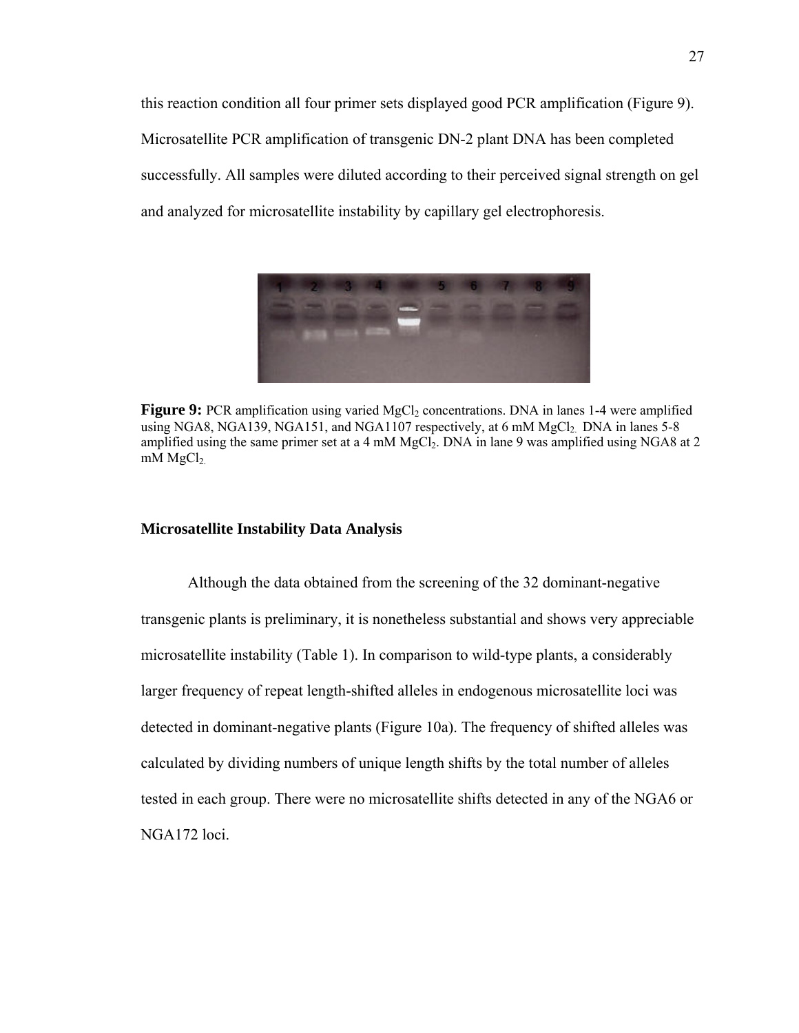this reaction condition all four primer sets displayed good PCR amplification (Figure 9). Microsatellite PCR amplification of transgenic DN-2 plant DNA has been completed successfully. All samples were diluted according to their perceived signal strength on gel and analyzed for microsatellite instability by capillary gel electrophoresis.

**Figure 9:** PCR amplification using varied $MgCl_2$ concentrations. DNA in lanes 1-4 were amplified using NGA8, NGA139, NGA151, and NGA1107 respectively, at 6 mM $MgCl_2$. DNA in lanes 5-8 amplified using the same primer set at a 4 mM $MgCl_2$. DNA in lane 9 was amplified using NGA8 at 2 mM $MgCl_2$.

### Microsatellite Instability Data Analysis

Although the data obtained from the screening of the 32 dominant-negative transgenic plants is preliminary, it is nonetheless substantial and shows very appreciable microsatellite instability (Table 1). In comparison to wild-type plants, a considerably larger frequency of repeat length-shifted alleles in endogenous microsatellite loci was detected in dominant-negative plants (Figure 10a). The frequency of shifted alleles was calculated by dividing numbers of unique length shifts by the total number of alleles tested in each group. There were no microsatellite shifts detected in any of the NGA6 or NGA172 loci.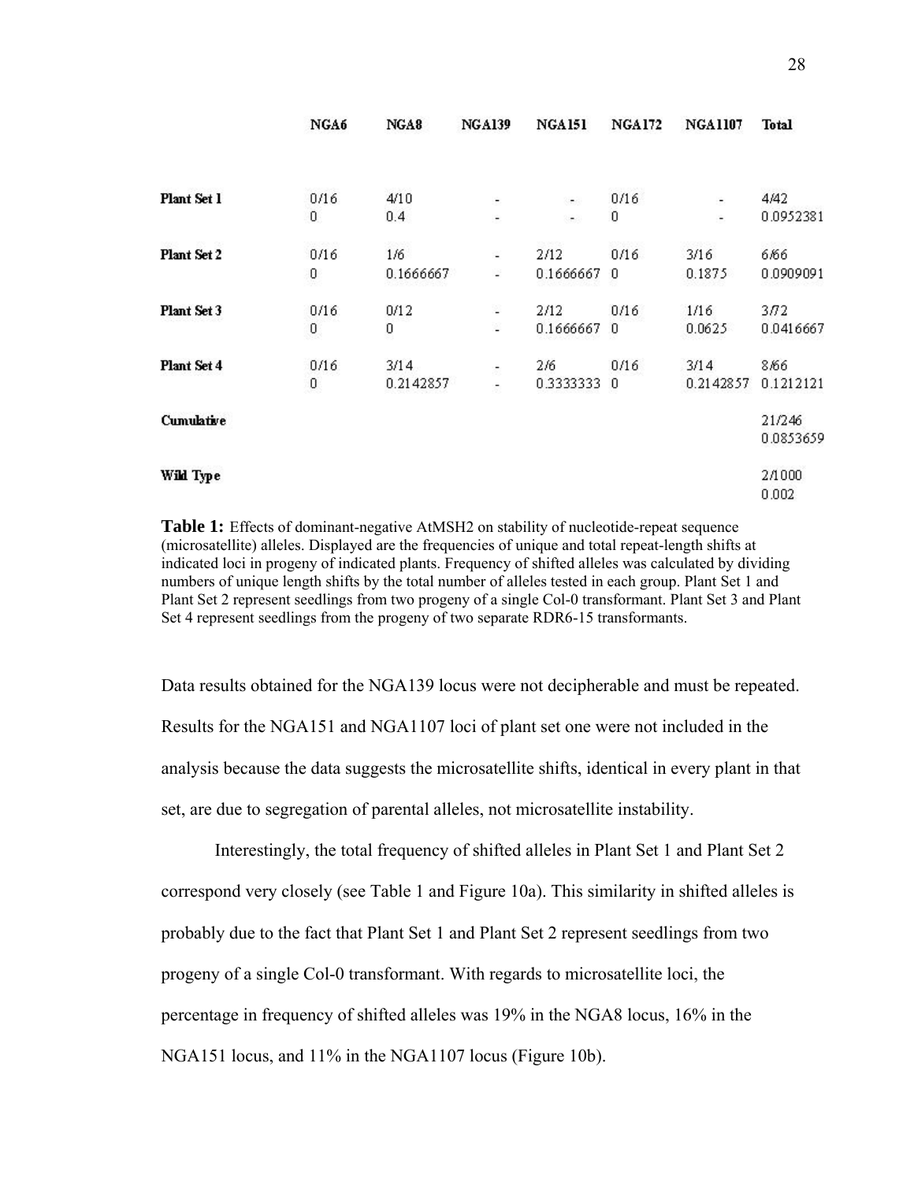| | NGA6 | NGA8 | NGA139 | NGA151 | NGA172 | NGA1107 | Total |
|---|---|---|---|---|---|---|---|
| **Plant Set 1** | 0/16<br>0 | 4/10<br>0.4 | -<br>- | -<br>- | 0/16<br>0 | -<br>- | 4/42<br>0.0952381 |
| **Plant Set 2** | 0/16<br>0 | 1/6<br>0.1666667 | -<br>- | 2/12<br>0.1666667 | 0/16<br>0 | 3/16<br>0.1875 | 6/66<br>0.0909091 |
| **Plant Set 3** | 0/16<br>0 | 0/12<br>0 | -<br>- | 2/12<br>0.1666667 | 0/16<br>0 | 1/16<br>0.0625 | 3/72<br>0.0416667 |
| **Plant Set 4** | 0/16<br>0 | 3/14<br>0.2142857 | -<br>- | 2/6<br>0.3333333 | 0/16<br>0 | 3/14<br>0.2142857 | 8/66<br>0.1212121 |
| **Cumulative** | | | | | | | 21/246<br>0.0853659 |
| **Wild Type** | | | | | | | 2/1000<br>0.002 |

**Table 1:** Effects of dominant-negative AtMSH2 on stability of nucleotide-repeat sequence (microsatellite) alleles. Displayed are the frequencies of unique and total repeat-length shifts at indicated loci in progeny of indicated plants. Frequency of shifted alleles was calculated by dividing numbers of unique length shifts by the total number of alleles tested in each group. Plant Set 1 and Plant Set 2 represent seedlings from two progeny of a single Col-0 transformant. Plant Set 3 and Plant Set 4 represent seedlings from the progeny of two separate RDR6-15 transformants.

Data results obtained for the NGA139 locus were not decipherable and must be repeated. Results for the NGA151 and NGA1107 loci of plant set one were not included in the analysis because the data suggests the microsatellite shifts, identical in every plant in that set, are due to segregation of parental alleles, not microsatellite instability.

Interestingly, the total frequency of shifted alleles in Plant Set 1 and Plant Set 2 correspond very closely (see Table 1 and Figure 10a). This similarity in shifted alleles is probably due to the fact that Plant Set 1 and Plant Set 2 represent seedlings from two progeny of a single Col-0 transformant. With regards to microsatellite loci, the percentage in frequency of shifted alleles was 19% in the NGA8 locus, 16% in the NGA151 locus, and 11% in the NGA1107 locus (Figure 10b).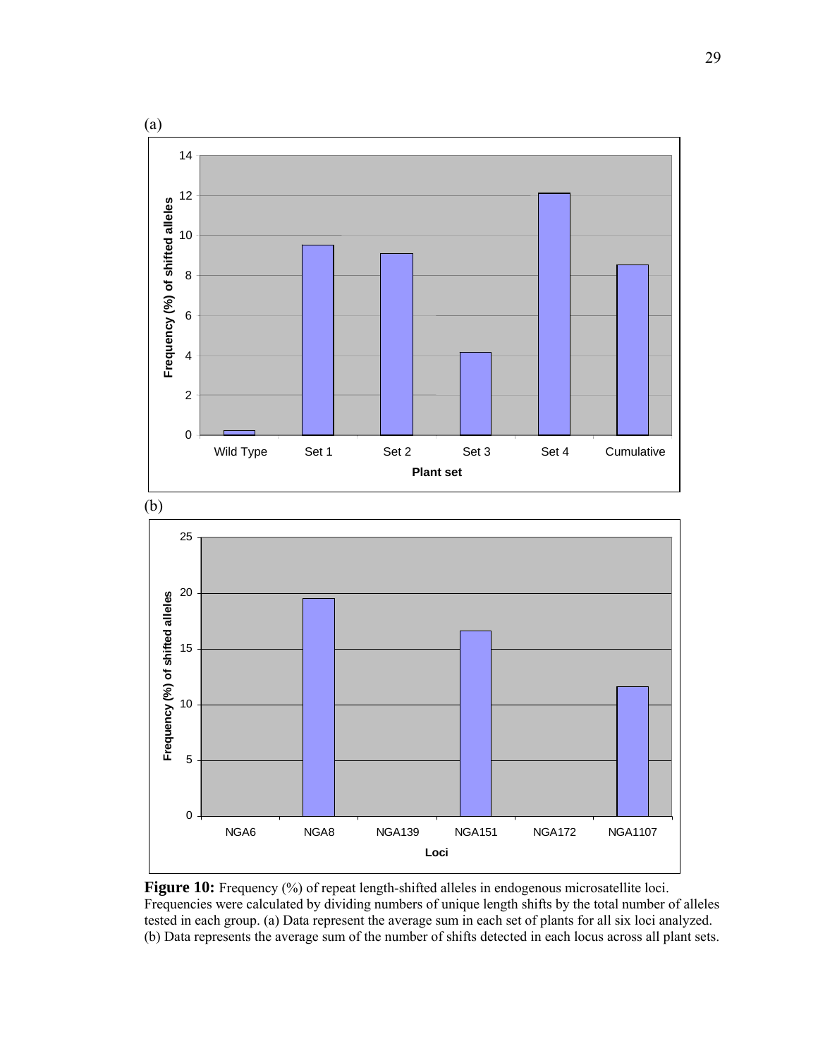(a)

(b)

**Figure 10:** Frequency (%) of repeat length-shifted alleles in endogenous microsatellite loci. Frequencies were calculated by dividing numbers of unique length shifts by the total number of alleles tested in each group. (a) Data represent the average sum in each set of plants for all six loci analyzed. (b) Data represents the average sum of the number of shifts detected in each locus across all plant sets.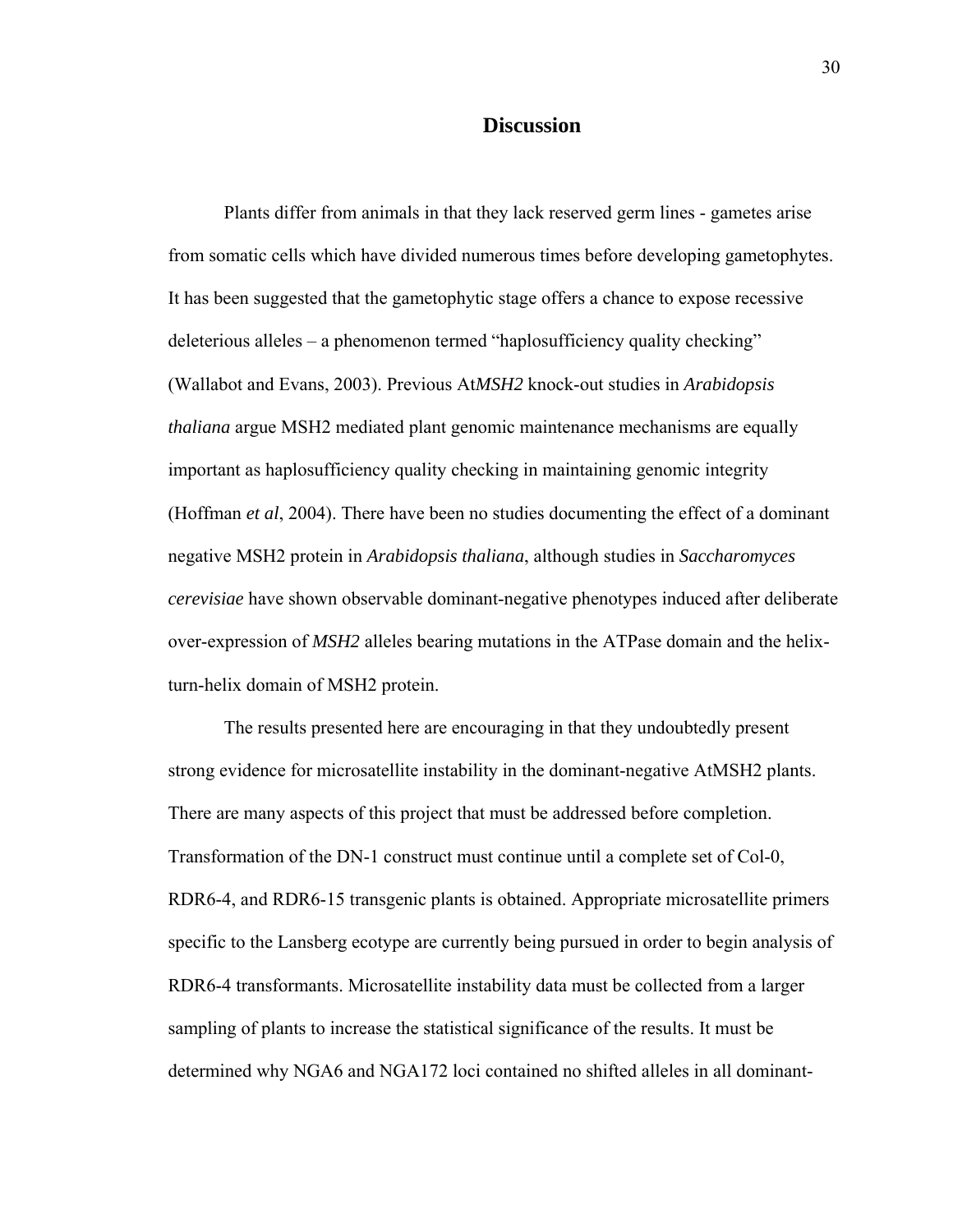# Discussion

Plants differ from animals in that they lack reserved germ lines - gametes arise from somatic cells which have divided numerous times before developing gametophytes. It has been suggested that the gametophytic stage offers a chance to expose recessive deleterious alleles – a phenomenon termed "haplosufficiency quality checking" (Wallabot and Evans, 2003). Previous At*MSH2* knock-out studies in *Arabidopsis thaliana* argue MSH2 mediated plant genomic maintenance mechanisms are equally important as haplosufficiency quality checking in maintaining genomic integrity (Hoffman *et al*, 2004). There have been no studies documenting the effect of a dominant negative MSH2 protein in *Arabidopsis thaliana*, although studies in *Saccharomyces cerevisiae* have shown observable dominant-negative phenotypes induced after deliberate over-expression of *MSH2* alleles bearing mutations in the ATPase domain and the helix-turn-helix domain of MSH2 protein.

The results presented here are encouraging in that they undoubtedly present strong evidence for microsatellite instability in the dominant-negative AtMSH2 plants. There are many aspects of this project that must be addressed before completion. Transformation of the DN-1 construct must continue until a complete set of Col-0, RDR6-4, and RDR6-15 transgenic plants is obtained. Appropriate microsatellite primers specific to the Lansberg ecotype are currently being pursued in order to begin analysis of RDR6-4 transformants. Microsatellite instability data must be collected from a larger sampling of plants to increase the statistical significance of the results. It must be determined why NGA6 and NGA172 loci contained no shifted alleles in all dominant-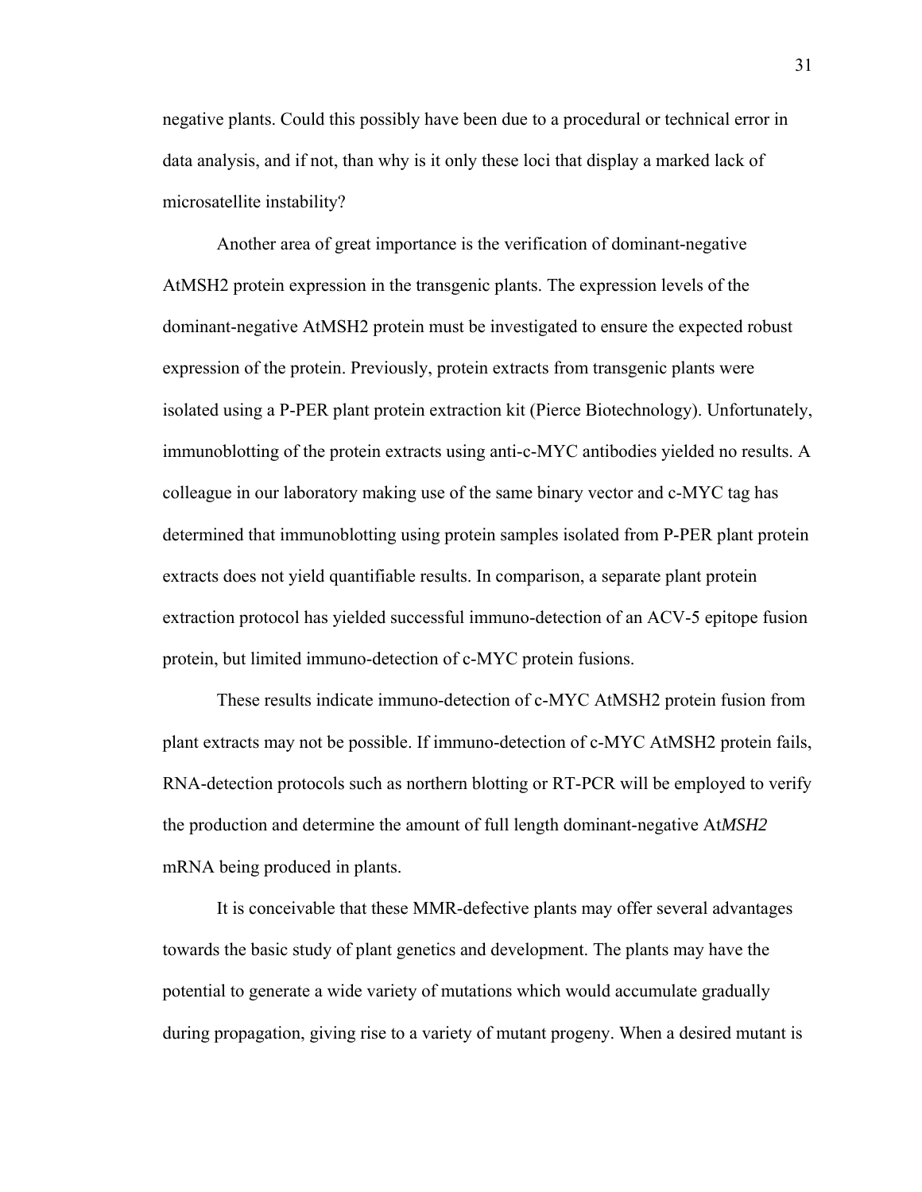negative plants. Could this possibly have been due to a procedural or technical error in data analysis, and if not, than why is it only these loci that display a marked lack of microsatellite instability?

Another area of great importance is the verification of dominant-negative AtMSH2 protein expression in the transgenic plants. The expression levels of the dominant-negative AtMSH2 protein must be investigated to ensure the expected robust expression of the protein. Previously, protein extracts from transgenic plants were isolated using a P-PER plant protein extraction kit (Pierce Biotechnology). Unfortunately, immunoblotting of the protein extracts using anti-c-MYC antibodies yielded no results. A colleague in our laboratory making use of the same binary vector and c-MYC tag has determined that immunoblotting using protein samples isolated from P-PER plant protein extracts does not yield quantifiable results. In comparison, a separate plant protein extraction protocol has yielded successful immuno-detection of an ACV-5 epitope fusion protein, but limited immuno-detection of c-MYC protein fusions.

These results indicate immuno-detection of c-MYC AtMSH2 protein fusion from plant extracts may not be possible. If immuno-detection of c-MYC AtMSH2 protein fails, RNA-detection protocols such as northern blotting or RT-PCR will be employed to verify the production and determine the amount of full length dominant-negative At*MSH2* mRNA being produced in plants.

It is conceivable that these MMR-defective plants may offer several advantages towards the basic study of plant genetics and development. The plants may have the potential to generate a wide variety of mutations which would accumulate gradually during propagation, giving rise to a variety of mutant progeny. When a desired mutant is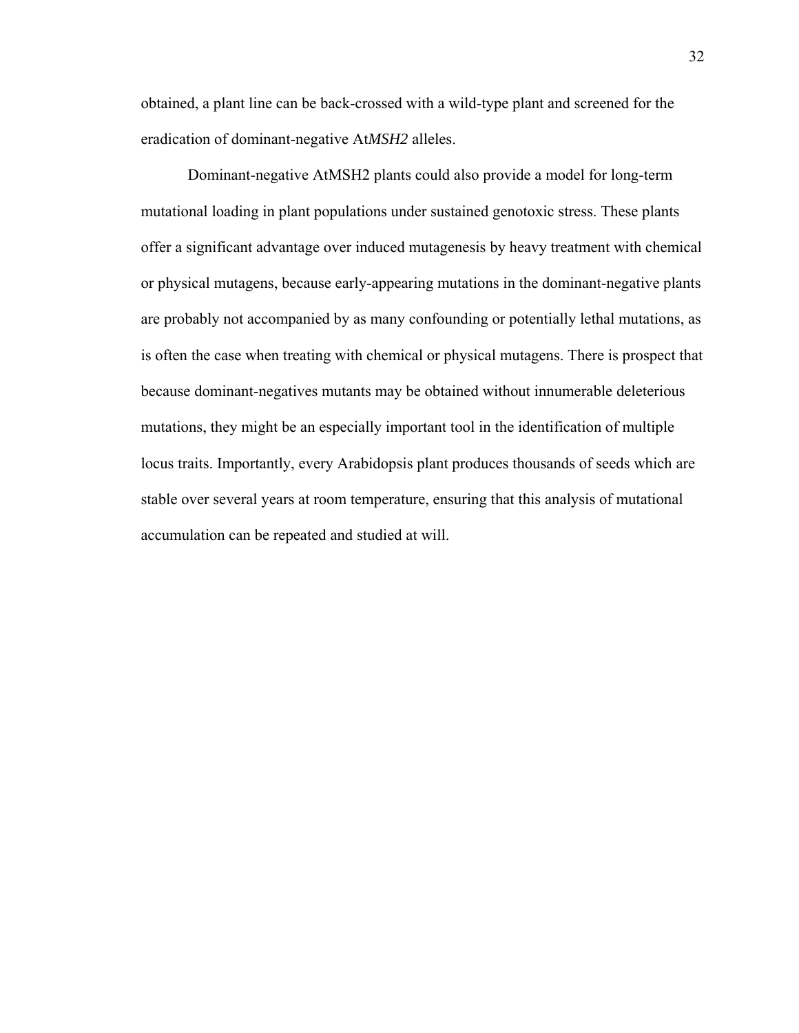obtained, a plant line can be back-crossed with a wild-type plant and screened for the eradication of dominant-negative At*MSH2* alleles.

Dominant-negative AtMSH2 plants could also provide a model for long-term mutational loading in plant populations under sustained genotoxic stress. These plants offer a significant advantage over induced mutagenesis by heavy treatment with chemical or physical mutagens, because early-appearing mutations in the dominant-negative plants are probably not accompanied by as many confounding or potentially lethal mutations, as is often the case when treating with chemical or physical mutagens. There is prospect that because dominant-negatives mutants may be obtained without innumerable deleterious mutations, they might be an especially important tool in the identification of multiple locus traits. Importantly, every Arabidopsis plant produces thousands of seeds which are stable over several years at room temperature, ensuring that this analysis of mutational accumulation can be repeated and studied at will.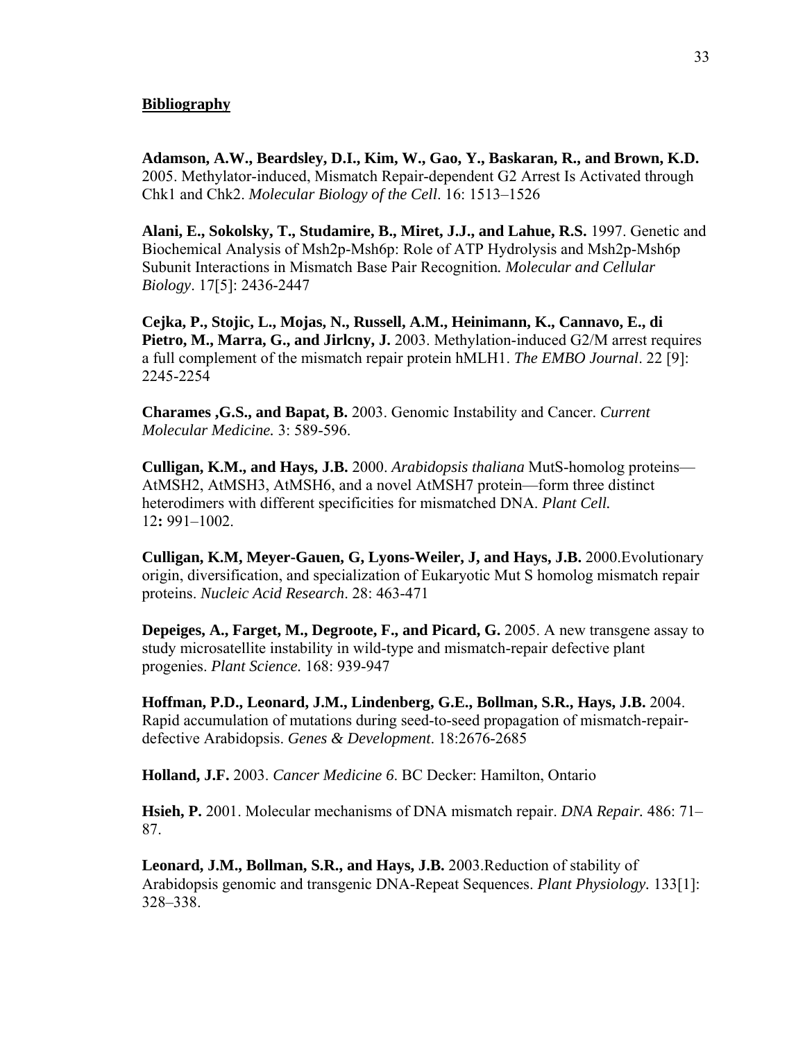**Bibliography**

**Adamson, A.W., Beardsley, D.I., Kim, W., Gao, Y., Baskaran, R., and Brown, K.D.** 2005. Methylator-induced, Mismatch Repair-dependent G2 Arrest Is Activated through Chk1 and Chk2. *Molecular Biology of the Cell*. 16: 1513–1526

**Alani, E., Sokolsky, T., Studamire, B., Miret, J.J., and Lahue, R.S.** 1997. Genetic and Biochemical Analysis of Msh2p-Msh6p: Role of ATP Hydrolysis and Msh2p-Msh6p Subunit Interactions in Mismatch Base Pair Recognition*. Molecular and Cellular Biology*. 17[5]: 2436-2447

**Cejka, P., Stojic, L., Mojas, N., Russell, A.M., Heinimann, K., Cannavo, E., di Pietro, M., Marra, G., and Jirlcny, J.** 2003. Methylation-induced G2/M arrest requires a full complement of the mismatch repair protein hMLH1. *The EMBO Journal*. 22 [9]: 2245-2254

**Charames ,G.S., and Bapat, B.** 2003. Genomic Instability and Cancer. *Current Molecular Medicine.* 3: 589-596.

**Culligan, K.M., and Hays, J.B.** 2000. *Arabidopsis thaliana* MutS-homolog proteins—AtMSH2, AtMSH3, AtMSH6, and a novel AtMSH7 protein—form three distinct heterodimers with different specificities for mismatched DNA. *Plant Cell.* 12**:** 991–1002.

**Culligan, K.M, Meyer-Gauen, G, Lyons-Weiler, J, and Hays, J.B.** 2000.Evolutionary origin, diversification, and specialization of Eukaryotic Mut S homolog mismatch repair proteins. *Nucleic Acid Research*. 28: 463-471

**Depeiges, A., Farget, M., Degroote, F., and Picard, G.** 2005. A new transgene assay to study microsatellite instability in wild-type and mismatch-repair defective plant progenies. *Plant Science.* 168: 939-947

**Hoffman, P.D., Leonard, J.M., Lindenberg, G.E., Bollman, S.R., Hays, J.B.** 2004. Rapid accumulation of mutations during seed-to-seed propagation of mismatch-repair-defective Arabidopsis. *Genes & Development*. 18:2676-2685

**Holland, J.F.** 2003. *Cancer Medicine 6*. BC Decker: Hamilton, Ontario

**Hsieh, P.** 2001. Molecular mechanisms of DNA mismatch repair. *DNA Repair.* 486: 71–87.

**Leonard, J.M., Bollman, S.R., and Hays, J.B.** 2003.Reduction of stability of Arabidopsis genomic and transgenic DNA-Repeat Sequences. *Plant Physiology.* 133[1]: 328–338.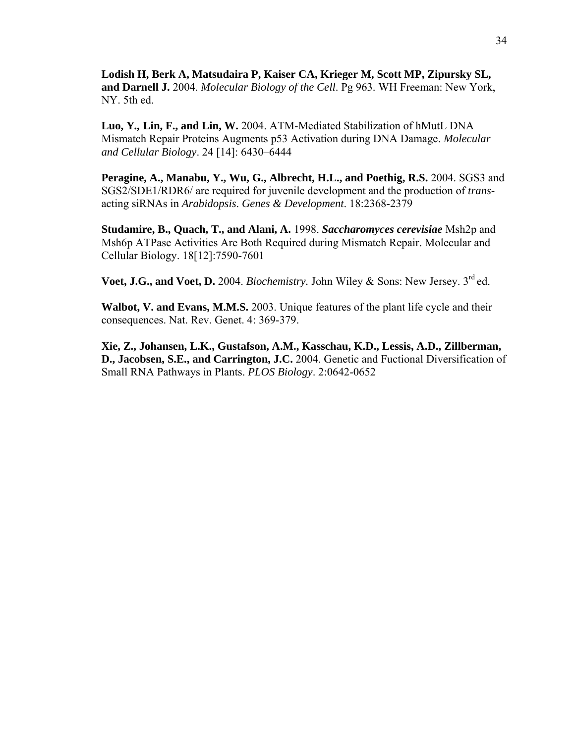**Lodish H, Berk A, Matsudaira P, Kaiser CA, Krieger M, Scott MP, Zipursky SL, and Darnell J.** 2004. *Molecular Biology of the Cell*. Pg 963. WH Freeman: New York, NY. 5th ed.

**Luo, Y., Lin, F., and Lin, W.** 2004. ATM-Mediated Stabilization of hMutL DNA Mismatch Repair Proteins Augments p53 Activation during DNA Damage. *Molecular and Cellular Biology*. 24 [14]: 6430–6444

**Peragine, A., Manabu, Y., Wu, G., Albrecht, H.L., and Poethig, R.S.** 2004. SGS3 and SGS2/SDE1/RDR6/ are required for juvenile development and the production of *trans*-acting siRNAs in *Arabidopsis*. *Genes & Development*. 18:2368-2379

**Studamire, B., Quach, T., and Alani, A.** 1998. ***Saccharomyces cerevisiae*** Msh2p and Msh6p ATPase Activities Are Both Required during Mismatch Repair. Molecular and Cellular Biology. 18[12]:7590-7601

**Voet, J.G., and Voet, D.** 2004. *Biochemistry.* John Wiley & Sons: New Jersey. 3rd ed.

**Walbot, V. and Evans, M.M.S.** 2003. Unique features of the plant life cycle and their consequences. Nat. Rev. Genet. 4: 369-379.

**Xie, Z., Johansen, L.K., Gustafson, A.M., Kasschau, K.D., Lessis, A.D., Zillberman, D., Jacobsen, S.E., and Carrington, J.C.** 2004. Genetic and Fuctional Diversification of Small RNA Pathways in Plants. *PLOS Biology*. 2:0642-0652